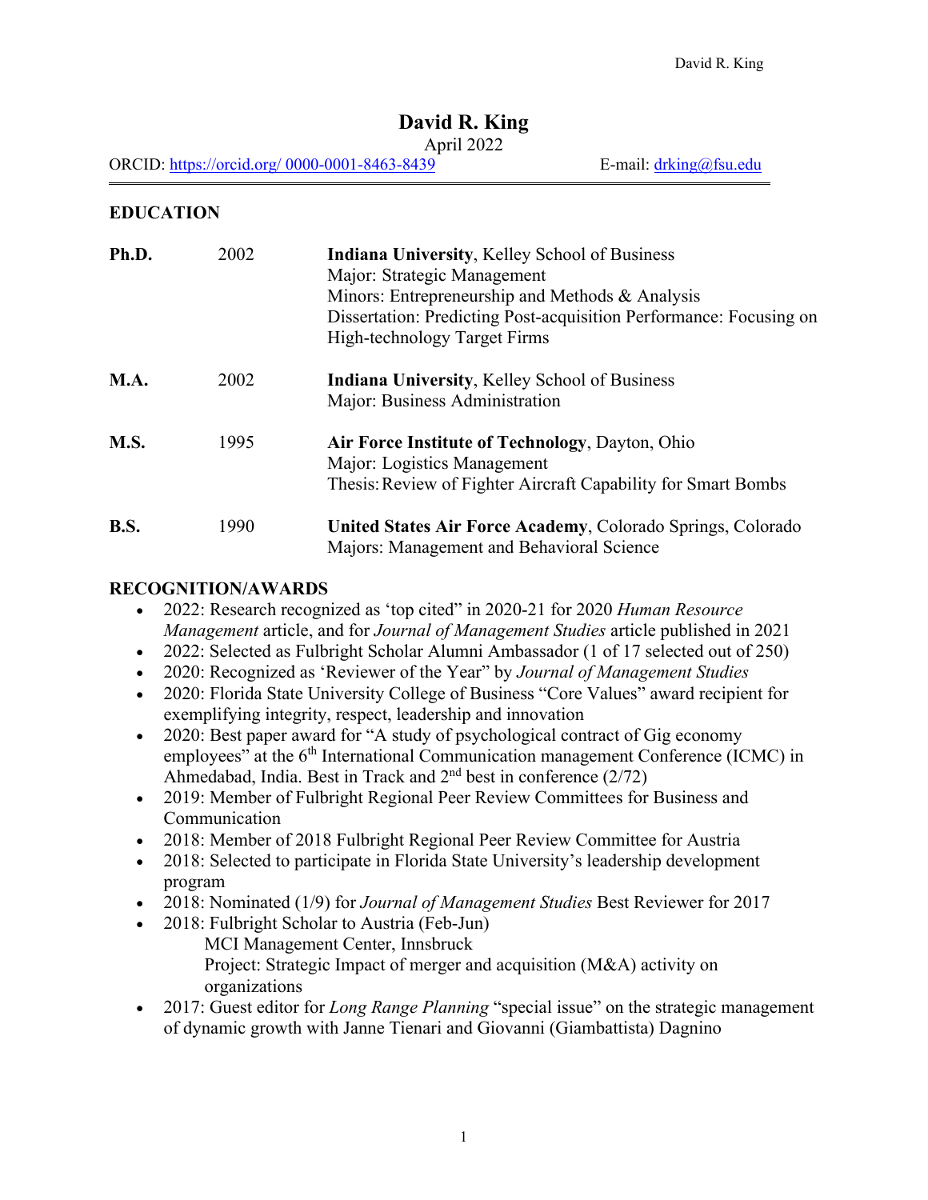# David R. King

April 2022

ORCID: https://orcid.org/ 0000-0001-8463-8439 E-mail: drking@fsu.edu

## EDUCATION

| | | |
|---|---|---|
| **Ph.D.** | 2002 | **Indiana University**, Kelley School of Business<br>Major: Strategic Management<br>Minors: Entrepreneurship and Methods & Analysis<br>Dissertation: Predicting Post-acquisition Performance: Focusing on High-technology Target Firms |
| **M.A.** | 2002 | **Indiana University**, Kelley School of Business<br>Major: Business Administration |
| **M.S.** | 1995 | **Air Force Institute of Technology**, Dayton, Ohio<br>Major: Logistics Management<br>Thesis: Review of Fighter Aircraft Capability for Smart Bombs |
| **B.S.** | 1990 | **United States Air Force Academy**, Colorado Springs, Colorado<br>Majors: Management and Behavioral Science |

## RECOGNITION/AWARDS

- 2022: Research recognized as 'top cited" in 2020-21 for 2020 *Human Resource Management* article, and for *Journal of Management Studies* article published in 2021
- 2022: Selected as Fulbright Scholar Alumni Ambassador (1 of 17 selected out of 250)
- 2020: Recognized as 'Reviewer of the Year" by *Journal of Management Studies*
- 2020: Florida State University College of Business "Core Values" award recipient for exemplifying integrity, respect, leadership and innovation
- 2020: Best paper award for "A study of psychological contract of Gig economy employees" at the 6th International Communication management Conference (ICMC) in Ahmedabad, India. Best in Track and 2nd best in conference (2/72)
- 2019: Member of Fulbright Regional Peer Review Committees for Business and Communication
- 2018: Member of 2018 Fulbright Regional Peer Review Committee for Austria
- 2018: Selected to participate in Florida State University's leadership development program
- 2018: Nominated (1/9) for *Journal of Management Studies* Best Reviewer for 2017
- 2018: Fulbright Scholar to Austria (Feb-Jun)
  MCI Management Center, Innsbruck
  Project: Strategic Impact of merger and acquisition (M&A) activity on organizations
- 2017: Guest editor for *Long Range Planning* "special issue" on the strategic management of dynamic growth with Janne Tienari and Giovanni (Giambattista) Dagnino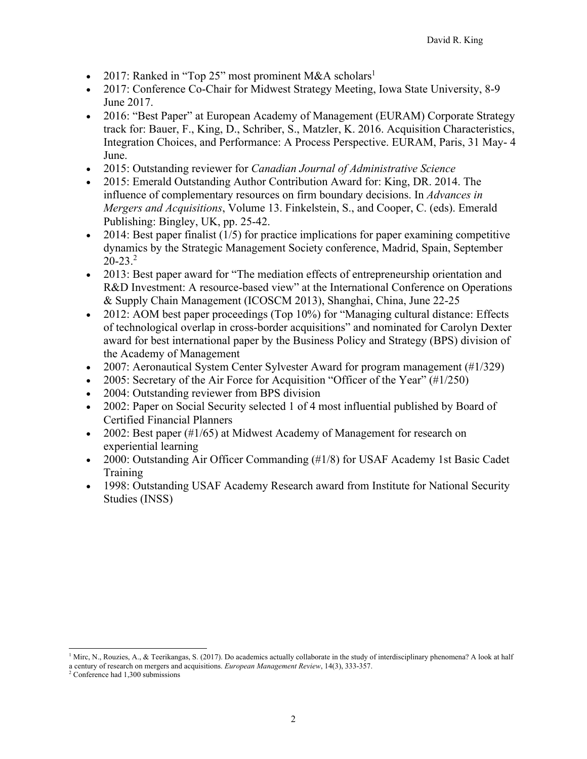- 2017: Ranked in "Top 25" most prominent M&A scholars[1]
- 2017: Conference Co-Chair for Midwest Strategy Meeting, Iowa State University, 8-9 June 2017.
- 2016: "Best Paper" at European Academy of Management (EURAM) Corporate Strategy track for: Bauer, F., King, D., Schriber, S., Matzler, K. 2016. Acquisition Characteristics, Integration Choices, and Performance: A Process Perspective. EURAM, Paris, 31 May- 4 June.
- 2015: Outstanding reviewer for *Canadian Journal of Administrative Science*
- 2015: Emerald Outstanding Author Contribution Award for: King, DR. 2014. The influence of complementary resources on firm boundary decisions. In *Advances in Mergers and Acquisitions*, Volume 13. Finkelstein, S., and Cooper, C. (eds). Emerald Publishing: Bingley, UK, pp. 25-42.
- 2014: Best paper finalist (1/5) for practice implications for paper examining competitive dynamics by the Strategic Management Society conference, Madrid, Spain, September 20-23.[2]
- 2013: Best paper award for "The mediation effects of entrepreneurship orientation and R&D Investment: A resource-based view" at the International Conference on Operations & Supply Chain Management (ICOSCM 2013), Shanghai, China, June 22-25
- 2012: AOM best paper proceedings (Top 10%) for "Managing cultural distance: Effects of technological overlap in cross-border acquisitions" and nominated for Carolyn Dexter award for best international paper by the Business Policy and Strategy (BPS) division of the Academy of Management
- 2007: Aeronautical System Center Sylvester Award for program management (#1/329)
- 2005: Secretary of the Air Force for Acquisition "Officer of the Year" (#1/250)
- 2004: Outstanding reviewer from BPS division
- 2002: Paper on Social Security selected 1 of 4 most influential published by Board of Certified Financial Planners
- 2002: Best paper (#1/65) at Midwest Academy of Management for research on experiential learning
- 2000: Outstanding Air Officer Commanding (#1/8) for USAF Academy 1st Basic Cadet Training
- 1998: Outstanding USAF Academy Research award from Institute for National Security Studies (INSS)

---

[1] Mirc, N., Rouzies, A., & Teerikangas, S. (2017). Do academics actually collaborate in the study of interdisciplinary phenomena? A look at half a century of research on mergers and acquisitions. *European Management Review*, 14(3), 333-357.

[2] Conference had 1,300 submissions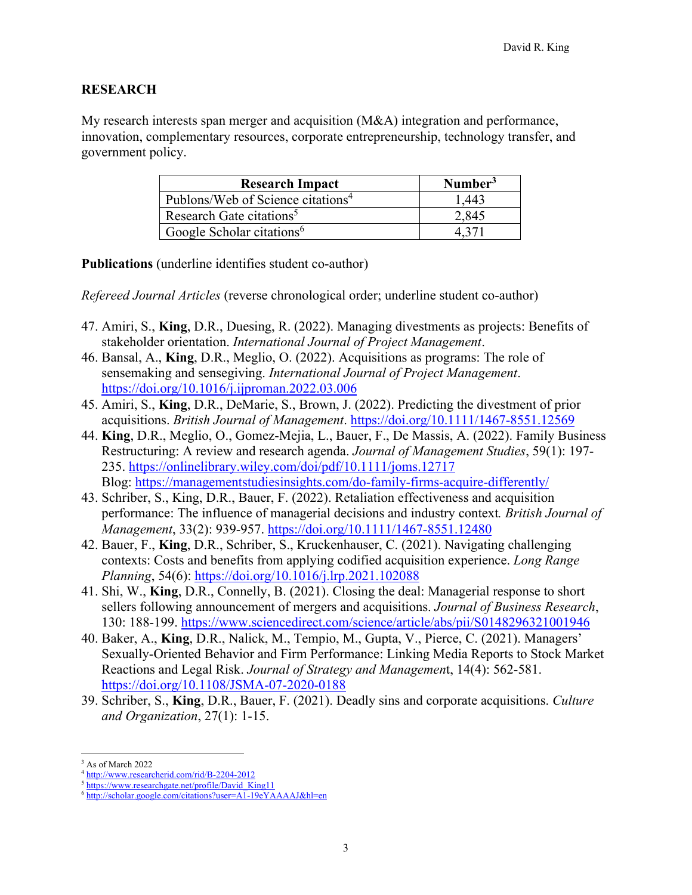## RESEARCH

My research interests span merger and acquisition (M&A) integration and performance, innovation, complementary resources, corporate entrepreneurship, technology transfer, and government policy.

| Research Impact | Number[3] |
|---|---|
| Publons/Web of Science citations[4] | 1,443 |
| Research Gate citations[5] | 2,845 |
| Google Scholar citations[6] | 4,371 |

**Publications** (underline identifies student co-author)

*Refereed Journal Articles* (reverse chronological order; underline student co-author)

47. Amiri, S., **King**, D.R., Duesing, R. (2022). Managing divestments as projects: Benefits of stakeholder orientation. *International Journal of Project Management*.
46. Bansal, A., **King**, D.R., Meglio, O. (2022). Acquisitions as programs: The role of sensemaking and sensegiving. *International Journal of Project Management*. https://doi.org/10.1016/j.ijproman.2022.03.006
45. Amiri, S., **King**, D.R., DeMarie, S., Brown, J. (2022). Predicting the divestment of prior acquisitions. *British Journal of Management*. https://doi.org/10.1111/1467-8551.12569
44. **King**, D.R., Meglio, O., Gomez-Mejia, L., Bauer, F., De Massis, A. (2022). Family Business Restructuring: A review and research agenda. *Journal of Management Studies*, 59(1): 197-235. https://onlinelibrary.wiley.com/doi/pdf/10.1111/joms.12717
    Blog: https://managementstudiesinsights.com/do-family-firms-acquire-differently/
43. Schriber, S., King, D.R., Bauer, F. (2022). Retaliation effectiveness and acquisition performance: The influence of managerial decisions and industry context. *British Journal of Management*, 33(2): 939-957. https://doi.org/10.1111/1467-8551.12480
42. Bauer, F., **King**, D.R., Schriber, S., Kruckenhauser, C. (2021). Navigating challenging contexts: Costs and benefits from applying codified acquisition experience. *Long Range Planning*, 54(6): https://doi.org/10.1016/j.lrp.2021.102088
41. Shi, W., **King**, D.R., Connelly, B. (2021). Closing the deal: Managerial response to short sellers following announcement of mergers and acquisitions. *Journal of Business Research*, 130: 188-199. https://www.sciencedirect.com/science/article/abs/pii/S0148296321001946
40. Baker, A., **King**, D.R., Nalick, M., Tempio, M., Gupta, V., Pierce, C. (2021). Managers' Sexually-Oriented Behavior and Firm Performance: Linking Media Reports to Stock Market Reactions and Legal Risk. *Journal of Strategy and Management*, 14(4): 562-581. https://doi.org/10.1108/JSMA-07-2020-0188
39. Schriber, S., **King**, D.R., Bauer, F. (2021). Deadly sins and corporate acquisitions. *Culture and Organization*, 27(1): 1-15.

[3] As of March 2022
[4] http://www.researcherid.com/rid/B-2204-2012
[5] https://www.researchgate.net/profile/David_King11
[6] http://scholar.google.com/citations?user=A1-19eYAAAAJ&hl=en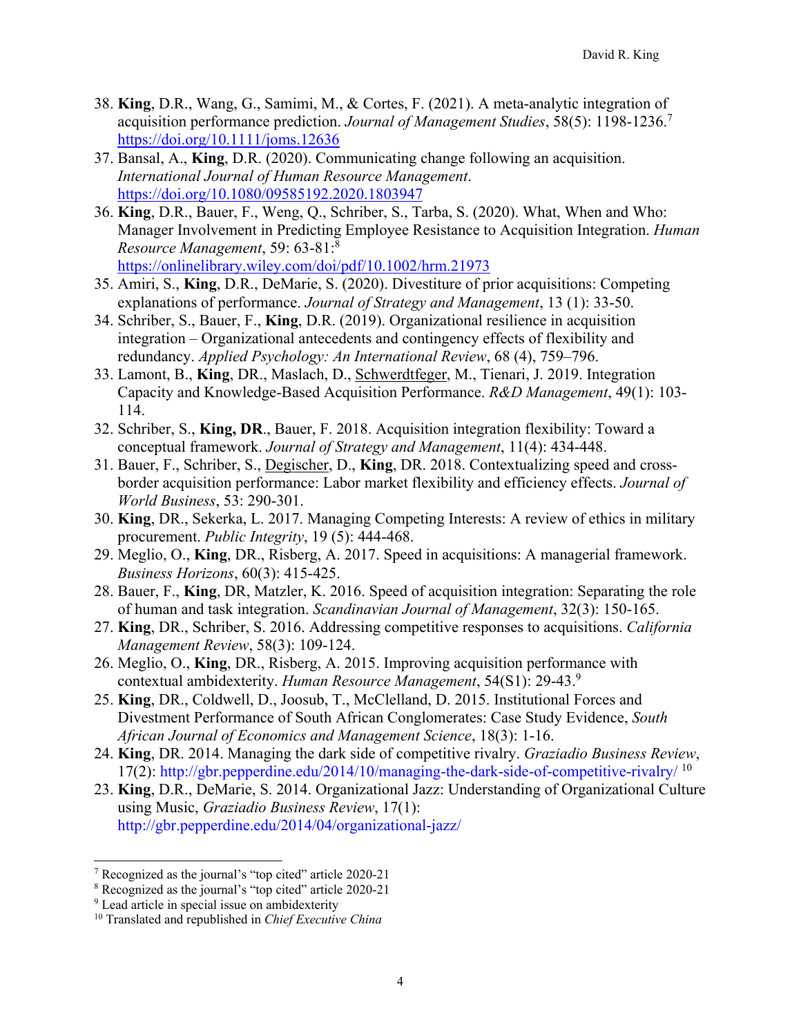38. **King**, D.R., Wang, G., Samimi, M., & Cortes, F. (2021). A meta-analytic integration of acquisition performance prediction. *Journal of Management Studies*, 58(5): 1198-1236.[7] https://doi.org/10.1111/joms.12636
37. Bansal, A., **King**, D.R. (2020). Communicating change following an acquisition. *International Journal of Human Resource Management*. https://doi.org/10.1080/09585192.2020.1803947
36. **King**, D.R., Bauer, F., Weng, Q., Schriber, S., Tarba, S. (2020). What, When and Who: Manager Involvement in Predicting Employee Resistance to Acquisition Integration. *Human Resource Management*, 59: 63-81:[8] https://onlinelibrary.wiley.com/doi/pdf/10.1002/hrm.21973
35. Amiri, S., **King**, D.R., DeMarie, S. (2020). Divestiture of prior acquisitions: Competing explanations of performance. *Journal of Strategy and Management*, 13 (1): 33-50.
34. Schriber, S., Bauer, F., **King**, D.R. (2019). Organizational resilience in acquisition integration – Organizational antecedents and contingency effects of flexibility and redundancy. *Applied Psychology: An International Review*, 68 (4), 759–796.
33. Lamont, B., **King**, DR., Maslach, D., <u>Schwerdtfeger</u>, M., Tienari, J. 2019. Integration Capacity and Knowledge-Based Acquisition Performance. *R&D Management*, 49(1): 103-114.
32. Schriber, S., **King, DR**., Bauer, F. 2018. Acquisition integration flexibility: Toward a conceptual framework. *Journal of Strategy and Management*, 11(4): 434-448.
31. Bauer, F., Schriber, S., <u>Degischer</u>, D., **King**, DR. 2018. Contextualizing speed and cross-border acquisition performance: Labor market flexibility and efficiency effects. *Journal of World Business*, 53: 290-301.
30. **King**, DR., Sekerka, L. 2017. Managing Competing Interests: A review of ethics in military procurement. *Public Integrity*, 19 (5): 444-468.
29. Meglio, O., **King**, DR., Risberg, A. 2017. Speed in acquisitions: A managerial framework. *Business Horizons*, 60(3): 415-425.
28. Bauer, F., **King**, DR, Matzler, K. 2016. Speed of acquisition integration: Separating the role of human and task integration. *Scandinavian Journal of Management*, 32(3): 150-165.
27. **King**, DR., Schriber, S. 2016. Addressing competitive responses to acquisitions. *California Management Review*, 58(3): 109-124.
26. Meglio, O., **King**, DR., Risberg, A. 2015. Improving acquisition performance with contextual ambidexterity. *Human Resource Management*, 54(S1): 29-43.[9]
25. **King**, DR., Coldwell, D., Joosub, T., McClelland, D. 2015. Institutional Forces and Divestment Performance of South African Conglomerates: Case Study Evidence, *South African Journal of Economics and Management Science*, 18(3): 1-16.
24. **King**, DR. 2014. Managing the dark side of competitive rivalry. *Graziadio Business Review*, 17(2): http://gbr.pepperdine.edu/2014/10/managing-the-dark-side-of-competitive-rivalry/ [10]
23. **King**, D.R., DeMarie, S. 2014. Organizational Jazz: Understanding of Organizational Culture using Music, *Graziadio Business Review*, 17(1): http://gbr.pepperdine.edu/2014/04/organizational-jazz/

---

[7] Recognized as the journal's "top cited" article 2020-21

[8] Recognized as the journal's "top cited" article 2020-21

[9] Lead article in special issue on ambidexterity

[10] Translated and republished in *Chief Executive China*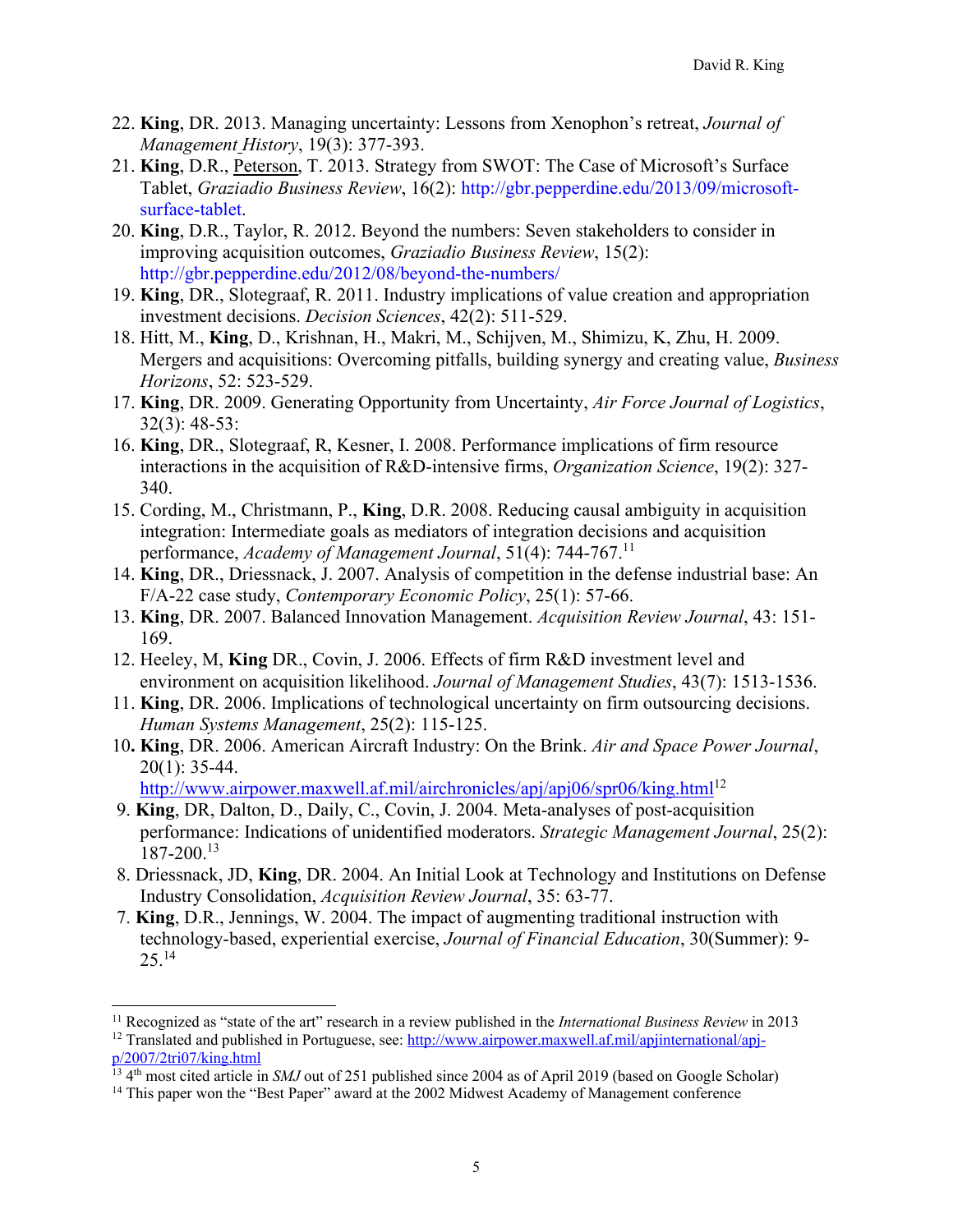22. **King**, DR. 2013. Managing uncertainty: Lessons from Xenophon's retreat, *Journal of Management History*, 19(3): 377-393.
21. **King**, D.R., Peterson, T. 2013. Strategy from SWOT: The Case of Microsoft's Surface Tablet, *Graziadio Business Review*, 16(2): http://gbr.pepperdine.edu/2013/09/microsoft-surface-tablet.
20. **King**, D.R., Taylor, R. 2012. Beyond the numbers: Seven stakeholders to consider in improving acquisition outcomes, *Graziadio Business Review*, 15(2): http://gbr.pepperdine.edu/2012/08/beyond-the-numbers/
19. **King**, DR., Slotegraaf, R. 2011. Industry implications of value creation and appropriation investment decisions. *Decision Sciences*, 42(2): 511-529.
18. Hitt, M., **King**, D., Krishnan, H., Makri, M., Schijven, M., Shimizu, K, Zhu, H. 2009. Mergers and acquisitions: Overcoming pitfalls, building synergy and creating value, *Business Horizons*, 52: 523-529.
17. **King**, DR. 2009. Generating Opportunity from Uncertainty, *Air Force Journal of Logistics*, 32(3): 48-53:
16. **King**, DR., Slotegraaf, R, Kesner, I. 2008. Performance implications of firm resource interactions in the acquisition of R&D-intensive firms, *Organization Science*, 19(2): 327-340.
15. Cording, M., Christmann, P., **King**, D.R. 2008. Reducing causal ambiguity in acquisition integration: Intermediate goals as mediators of integration decisions and acquisition performance, *Academy of Management Journal*, 51(4): 744-767.[11]
14. **King**, DR., Driessnack, J. 2007. Analysis of competition in the defense industrial base: An F/A-22 case study, *Contemporary Economic Policy*, 25(1): 57-66.
13. **King**, DR. 2007. Balanced Innovation Management. *Acquisition Review Journal*, 43: 151-169.
12. Heeley, M, **King** DR., Covin, J. 2006. Effects of firm R&D investment level and environment on acquisition likelihood. *Journal of Management Studies*, 43(7): 1513-1536.
11. **King**, DR. 2006. Implications of technological uncertainty on firm outsourcing decisions. *Human Systems Management*, 25(2): 115-125.
10. **King**, DR. 2006. American Aircraft Industry: On the Brink. *Air and Space Power Journal*, 20(1): 35-44. http://www.airpower.maxwell.af.mil/airchronicles/apj/apj06/spr06/king.html[12]
9. **King**, DR, Dalton, D., Daily, C., Covin, J. 2004. Meta-analyses of post-acquisition performance: Indications of unidentified moderators. *Strategic Management Journal*, 25(2): 187-200.[13]
8. Driessnack, JD, **King**, DR. 2004. An Initial Look at Technology and Institutions on Defense Industry Consolidation, *Acquisition Review Journal*, 35: 63-77.
7. **King**, D.R., Jennings, W. 2004. The impact of augmenting traditional instruction with technology-based, experiential exercise, *Journal of Financial Education*, 30(Summer): 9-25.[14]

---

[11] Recognized as "state of the art" research in a review published in the *International Business Review* in 2013
[12] Translated and published in Portuguese, see: http://www.airpower.maxwell.af.mil/apjinternational/apj-p/2007/2tri07/king.html
[13] 4th most cited article in *SMJ* out of 251 published since 2004 as of April 2019 (based on Google Scholar)
[14] This paper won the "Best Paper" award at the 2002 Midwest Academy of Management conference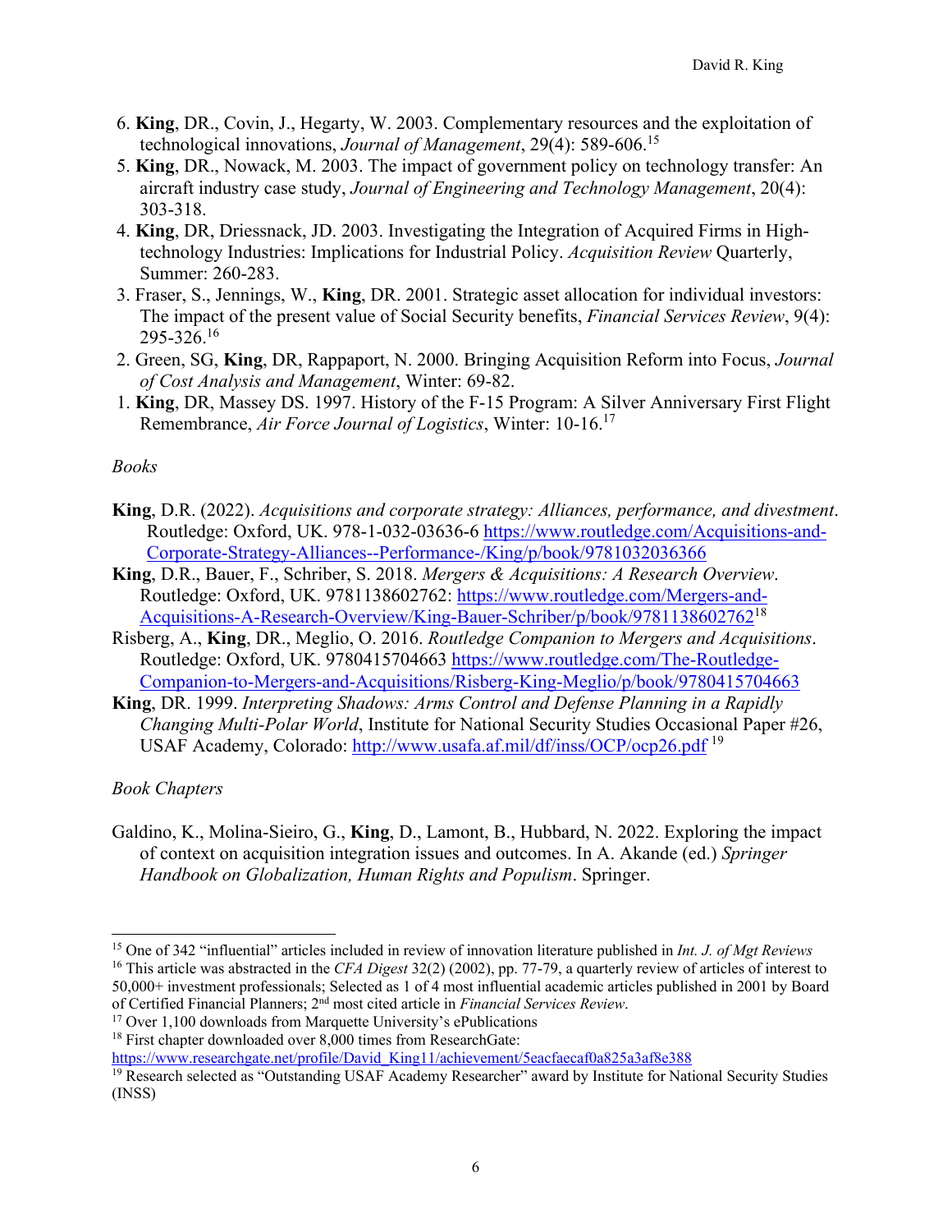6. **King**, DR., Covin, J., Hegarty, W. 2003. Complementary resources and the exploitation of technological innovations, *Journal of Management*, 29(4): 589-606.[15]
5. **King**, DR., Nowack, M. 2003. The impact of government policy on technology transfer: An aircraft industry case study, *Journal of Engineering and Technology Management*, 20(4): 303-318.
4. **King**, DR, Driessnack, JD. 2003. Investigating the Integration of Acquired Firms in High-technology Industries: Implications for Industrial Policy. *Acquisition Review* Quarterly, Summer: 260-283.
3. Fraser, S., Jennings, W., **King**, DR. 2001. Strategic asset allocation for individual investors: The impact of the present value of Social Security benefits, *Financial Services Review*, 9(4): 295-326.[16]
2. Green, SG, **King**, DR, Rappaport, N. 2000. Bringing Acquisition Reform into Focus, *Journal of Cost Analysis and Management*, Winter: 69-82.
1. **King**, DR, Massey DS. 1997. History of the F-15 Program: A Silver Anniversary First Flight Remembrance, *Air Force Journal of Logistics*, Winter: 10-16.[17]

*Books*

**King**, D.R. (2022). *Acquisitions and corporate strategy: Alliances, performance, and divestment*. Routledge: Oxford, UK. 978-1-032-03636-6 https://www.routledge.com/Acquisitions-and-Corporate-Strategy-Alliances--Performance-/King/p/book/9781032036366

**King**, D.R., Bauer, F., Schriber, S. 2018. *Mergers & Acquisitions: A Research Overview*. Routledge: Oxford, UK. 9781138602762: https://www.routledge.com/Mergers-and-Acquisitions-A-Research-Overview/King-Bauer-Schriber/p/book/9781138602762[18]

Risberg, A., **King**, DR., Meglio, O. 2016. *Routledge Companion to Mergers and Acquisitions*. Routledge: Oxford, UK. 9780415704663 https://www.routledge.com/The-Routledge-Companion-to-Mergers-and-Acquisitions/Risberg-King-Meglio/p/book/9780415704663

**King**, DR. 1999. *Interpreting Shadows: Arms Control and Defense Planning in a Rapidly Changing Multi-Polar World*, Institute for National Security Studies Occasional Paper #26, USAF Academy, Colorado: http://www.usafa.af.mil/df/inss/OCP/ocp26.pdf [19]

*Book Chapters*

Galdino, K., Molina-Sieiro, G., **King**, D., Lamont, B., Hubbard, N. 2022. Exploring the impact of context on acquisition integration issues and outcomes. In A. Akande (ed.) *Springer Handbook on Globalization, Human Rights and Populism*. Springer.

---

[15] One of 342 "influential" articles included in review of innovation literature published in *Int. J. of Mgt Reviews*

[16] This article was abstracted in the *CFA Digest* 32(2) (2002), pp. 77-79, a quarterly review of articles of interest to 50,000+ investment professionals; Selected as 1 of 4 most influential academic articles published in 2001 by Board of Certified Financial Planners; 2nd most cited article in *Financial Services Review*.

[17] Over 1,100 downloads from Marquette University's ePublications

[18] First chapter downloaded over 8,000 times from ResearchGate: https://www.researchgate.net/profile/David_King11/achievement/5eacfaecaf0a825a3af8e388

[19] Research selected as "Outstanding USAF Academy Researcher" award by Institute for National Security Studies (INSS)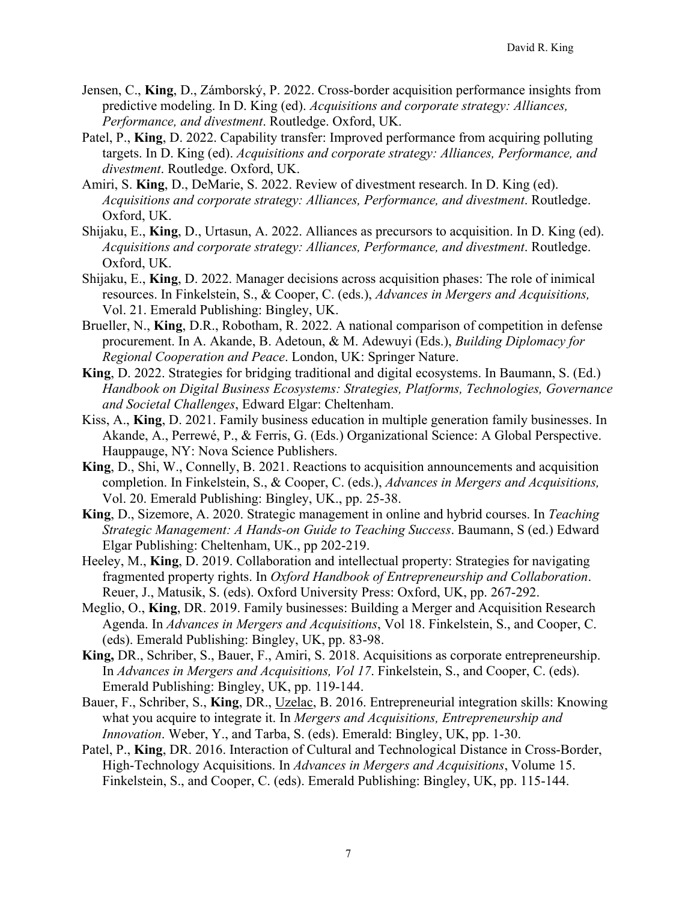Jensen, C., **King**, D., Zámborský, P. 2022. Cross-border acquisition performance insights from predictive modeling. In D. King (ed). *Acquisitions and corporate strategy: Alliances, Performance, and divestment*. Routledge. Oxford, UK.

Patel, P., **King**, D. 2022. Capability transfer: Improved performance from acquiring polluting targets. In D. King (ed). *Acquisitions and corporate strategy: Alliances, Performance, and divestment*. Routledge. Oxford, UK.

Amiri, S. **King**, D., DeMarie, S. 2022. Review of divestment research. In D. King (ed). *Acquisitions and corporate strategy: Alliances, Performance, and divestment*. Routledge. Oxford, UK.

Shijaku, E., **King**, D., Urtasun, A. 2022. Alliances as precursors to acquisition. In D. King (ed). *Acquisitions and corporate strategy: Alliances, Performance, and divestment*. Routledge. Oxford, UK.

Shijaku, E., **King**, D. 2022. Manager decisions across acquisition phases: The role of inimical resources. In Finkelstein, S., & Cooper, C. (eds.), *Advances in Mergers and Acquisitions,* Vol. 21. Emerald Publishing: Bingley, UK.

Brueller, N., **King**, D.R., Robotham, R. 2022. A national comparison of competition in defense procurement. In A. Akande, B. Adetoun, & M. Adewuyi (Eds.), *Building Diplomacy for Regional Cooperation and Peace*. London, UK: Springer Nature.

**King**, D. 2022. Strategies for bridging traditional and digital ecosystems. In Baumann, S. (Ed.) *Handbook on Digital Business Ecosystems: Strategies, Platforms, Technologies, Governance and Societal Challenges*, Edward Elgar: Cheltenham.

Kiss, A., **King**, D. 2021. Family business education in multiple generation family businesses. In Akande, A., Perrewé, P., & Ferris, G. (Eds.) Organizational Science: A Global Perspective. Hauppauge, NY: Nova Science Publishers.

**King**, D., Shi, W., Connelly, B. 2021. Reactions to acquisition announcements and acquisition completion. In Finkelstein, S., & Cooper, C. (eds.), *Advances in Mergers and Acquisitions,* Vol. 20. Emerald Publishing: Bingley, UK., pp. 25-38.

**King**, D., Sizemore, A. 2020. Strategic management in online and hybrid courses. In *Teaching Strategic Management: A Hands-on Guide to Teaching Success*. Baumann, S (ed.) Edward Elgar Publishing: Cheltenham, UK., pp 202-219.

Heeley, M., **King**, D. 2019. Collaboration and intellectual property: Strategies for navigating fragmented property rights. In *Oxford Handbook of Entrepreneurship and Collaboration*. Reuer, J., Matusik, S. (eds). Oxford University Press: Oxford, UK, pp. 267-292.

Meglio, O., **King**, DR. 2019. Family businesses: Building a Merger and Acquisition Research Agenda. In *Advances in Mergers and Acquisitions*, Vol 18. Finkelstein, S., and Cooper, C. (eds). Emerald Publishing: Bingley, UK, pp. 83-98.

**King,** DR., Schriber, S., Bauer, F., Amiri, S. 2018. Acquisitions as corporate entrepreneurship. In *Advances in Mergers and Acquisitions, Vol 17*. Finkelstein, S., and Cooper, C. (eds). Emerald Publishing: Bingley, UK, pp. 119-144.

Bauer, F., Schriber, S., **King**, DR., Uzelac, B. 2016. Entrepreneurial integration skills: Knowing what you acquire to integrate it. In *Mergers and Acquisitions, Entrepreneurship and Innovation*. Weber, Y., and Tarba, S. (eds). Emerald: Bingley, UK, pp. 1-30.

Patel, P., **King**, DR. 2016. Interaction of Cultural and Technological Distance in Cross-Border, High-Technology Acquisitions. In *Advances in Mergers and Acquisitions*, Volume 15. Finkelstein, S., and Cooper, C. (eds). Emerald Publishing: Bingley, UK, pp. 115-144.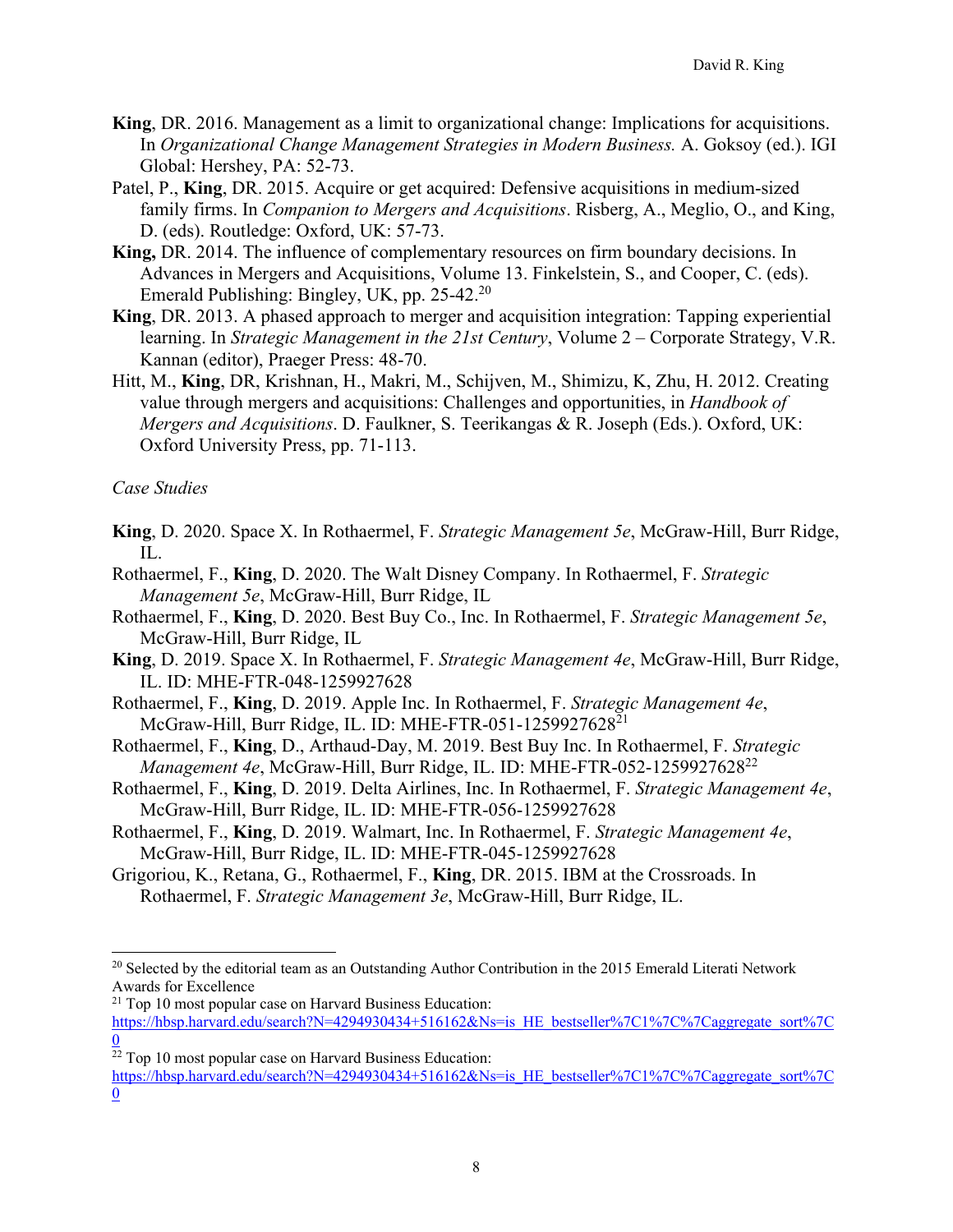**King**, DR. 2016. Management as a limit to organizational change: Implications for acquisitions. In *Organizational Change Management Strategies in Modern Business.* A. Goksoy (ed.). IGI Global: Hershey, PA: 52-73.

Patel, P., **King**, DR. 2015. Acquire or get acquired: Defensive acquisitions in medium-sized family firms. In *Companion to Mergers and Acquisitions*. Risberg, A., Meglio, O., and King, D. (eds). Routledge: Oxford, UK: 57-73.

**King,** DR. 2014. The influence of complementary resources on firm boundary decisions. In Advances in Mergers and Acquisitions, Volume 13. Finkelstein, S., and Cooper, C. (eds). Emerald Publishing: Bingley, UK, pp. 25-42.[20]

**King**, DR. 2013. A phased approach to merger and acquisition integration: Tapping experiential learning. In *Strategic Management in the 21st Century*, Volume 2 – Corporate Strategy, V.R. Kannan (editor), Praeger Press: 48-70.

Hitt, M., **King**, DR, Krishnan, H., Makri, M., Schijven, M., Shimizu, K, Zhu, H. 2012. Creating value through mergers and acquisitions: Challenges and opportunities, in *Handbook of Mergers and Acquisitions*. D. Faulkner, S. Teerikangas & R. Joseph (Eds.). Oxford, UK: Oxford University Press, pp. 71-113.

*Case Studies*

**King**, D. 2020. Space X. In Rothaermel, F. *Strategic Management 5e*, McGraw-Hill, Burr Ridge, IL.

Rothaermel, F., **King**, D. 2020. The Walt Disney Company. In Rothaermel, F. *Strategic Management 5e*, McGraw-Hill, Burr Ridge, IL

Rothaermel, F., **King**, D. 2020. Best Buy Co., Inc. In Rothaermel, F. *Strategic Management 5e*, McGraw-Hill, Burr Ridge, IL

**King**, D. 2019. Space X. In Rothaermel, F. *Strategic Management 4e*, McGraw-Hill, Burr Ridge, IL. ID: MHE-FTR-048-1259927628

Rothaermel, F., **King**, D. 2019. Apple Inc. In Rothaermel, F. *Strategic Management 4e*, McGraw-Hill, Burr Ridge, IL. ID: MHE-FTR-051-1259927628[21]

Rothaermel, F., **King**, D., Arthaud-Day, M. 2019. Best Buy Inc. In Rothaermel, F. *Strategic Management 4e*, McGraw-Hill, Burr Ridge, IL. ID: MHE-FTR-052-1259927628[22]

Rothaermel, F., **King**, D. 2019. Delta Airlines, Inc. In Rothaermel, F. *Strategic Management 4e*, McGraw-Hill, Burr Ridge, IL. ID: MHE-FTR-056-1259927628

Rothaermel, F., **King**, D. 2019. Walmart, Inc. In Rothaermel, F. *Strategic Management 4e*, McGraw-Hill, Burr Ridge, IL. ID: MHE-FTR-045-1259927628

Grigoriou, K., Retana, G., Rothaermel, F., **King**, DR. 2015. IBM at the Crossroads. In Rothaermel, F. *Strategic Management 3e*, McGraw-Hill, Burr Ridge, IL.

---

[20] Selected by the editorial team as an Outstanding Author Contribution in the 2015 Emerald Literati Network Awards for Excellence

[21] Top 10 most popular case on Harvard Business Education: https://hbsp.harvard.edu/search?N=4294930434+516162&Ns=is_HE_bestseller%7C1%7C%7Caggregate_sort%7C0

[22] Top 10 most popular case on Harvard Business Education: https://hbsp.harvard.edu/search?N=4294930434+516162&Ns=is_HE_bestseller%7C1%7C%7Caggregate_sort%7C0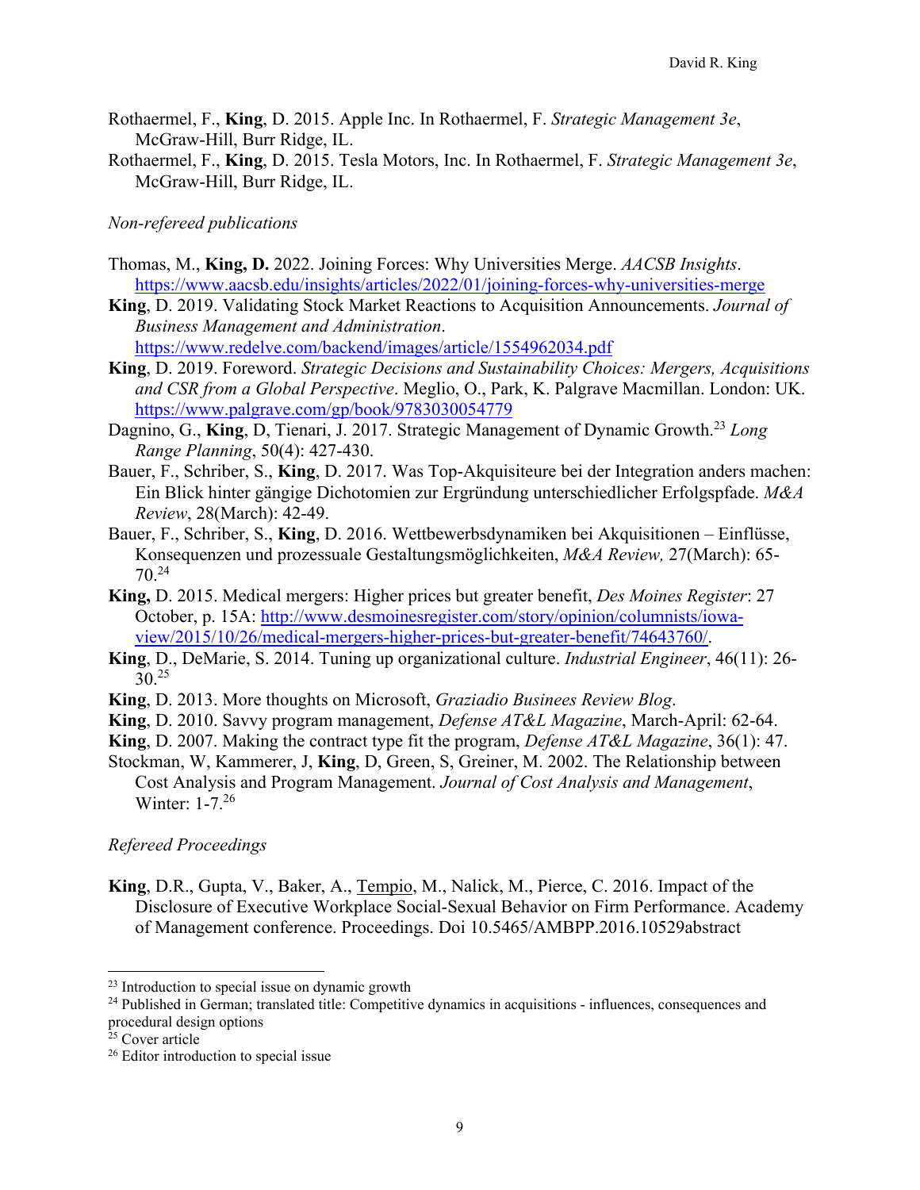Rothaermel, F., **King**, D. 2015. Apple Inc. In Rothaermel, F. *Strategic Management 3e*, McGraw-Hill, Burr Ridge, IL.

Rothaermel, F., **King**, D. 2015. Tesla Motors, Inc. In Rothaermel, F. *Strategic Management 3e*, McGraw-Hill, Burr Ridge, IL.

*Non-refereed publications*

Thomas, M., **King, D.** 2022. Joining Forces: Why Universities Merge. *AACSB Insights*. https://www.aacsb.edu/insights/articles/2022/01/joining-forces-why-universities-merge

**King**, D. 2019. Validating Stock Market Reactions to Acquisition Announcements. *Journal of Business Management and Administration*. https://www.redelve.com/backend/images/article/1554962034.pdf

**King**, D. 2019. Foreword. *Strategic Decisions and Sustainability Choices: Mergers, Acquisitions and CSR from a Global Perspective*. Meglio, O., Park, K. Palgrave Macmillan. London: UK. https://www.palgrave.com/gp/book/9783030054779

Dagnino, G., **King**, D, Tienari, J. 2017. Strategic Management of Dynamic Growth.[23] *Long Range Planning*, 50(4): 427-430.

Bauer, F., Schriber, S., **King**, D. 2017. Was Top-Akquisiteure bei der Integration anders machen: Ein Blick hinter gängige Dichotomien zur Ergründung unterschiedlicher Erfolgspfade. *M&A Review*, 28(March): 42-49.

Bauer, F., Schriber, S., **King**, D. 2016. Wettbewerbsdynamiken bei Akquisitionen – Einflüsse, Konsequenzen und prozessuale Gestaltungsmöglichkeiten, *M&A Review,* 27(March): 65-70.[24]

**King,** D. 2015. Medical mergers: Higher prices but greater benefit, *Des Moines Register*: 27 October, p. 15A: http://www.desmoinesregister.com/story/opinion/columnists/iowa-view/2015/10/26/medical-mergers-higher-prices-but-greater-benefit/74643760/.

**King**, D., DeMarie, S. 2014. Tuning up organizational culture. *Industrial Engineer*, 46(11): 26-30.[25]

**King**, D. 2013. More thoughts on Microsoft, *Graziadio Businees Review Blog*.

**King**, D. 2010. Savvy program management, *Defense AT&L Magazine*, March-April: 62-64.

**King**, D. 2007. Making the contract type fit the program, *Defense AT&L Magazine*, 36(1): 47.

Stockman, W, Kammerer, J, **King**, D, Green, S, Greiner, M. 2002. The Relationship between Cost Analysis and Program Management. *Journal of Cost Analysis and Management*, Winter: 1-7.[26]

*Refereed Proceedings*

**King**, D.R., Gupta, V., Baker, A., Tempio, M., Nalick, M., Pierce, C. 2016. Impact of the Disclosure of Executive Workplace Social-Sexual Behavior on Firm Performance. Academy of Management conference. Proceedings. Doi 10.5465/AMBPP.2016.10529abstract

---

[23] Introduction to special issue on dynamic growth

[24] Published in German; translated title: Competitive dynamics in acquisitions - influences, consequences and procedural design options

[25] Cover article

[26] Editor introduction to special issue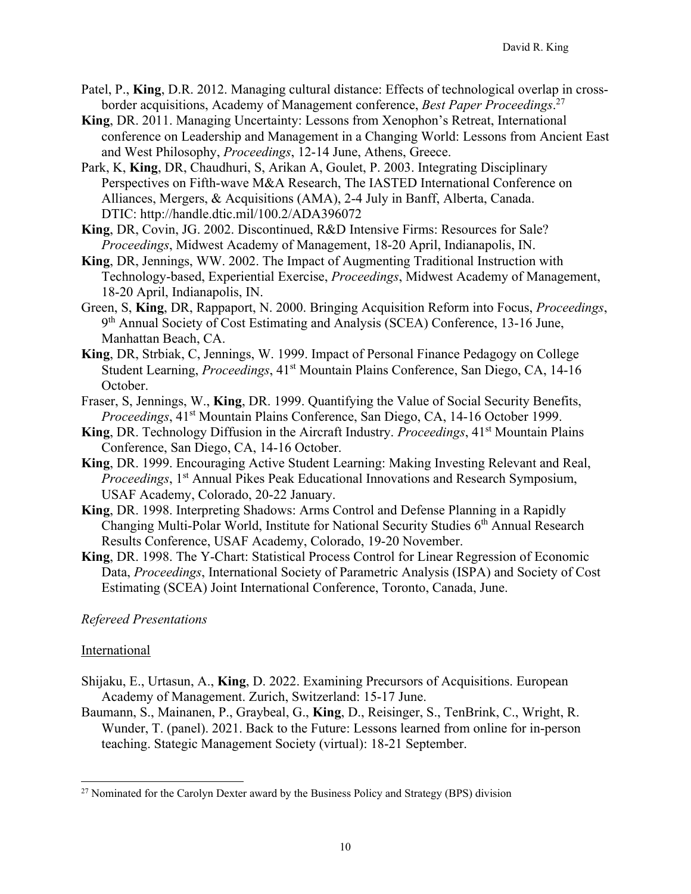Patel, P., **King**, D.R. 2012. Managing cultural distance: Effects of technological overlap in cross-border acquisitions, Academy of Management conference, *Best Paper Proceedings*.[27]

**King**, DR. 2011. Managing Uncertainty: Lessons from Xenophon's Retreat, International conference on Leadership and Management in a Changing World: Lessons from Ancient East and West Philosophy, *Proceedings*, 12-14 June, Athens, Greece.

Park, K, **King**, DR, Chaudhuri, S, Arikan A, Goulet, P. 2003. Integrating Disciplinary Perspectives on Fifth-wave M&A Research, The IASTED International Conference on Alliances, Mergers, & Acquisitions (AMA), 2-4 July in Banff, Alberta, Canada. DTIC: http://handle.dtic.mil/100.2/ADA396072

**King**, DR, Covin, JG. 2002. Discontinued, R&D Intensive Firms: Resources for Sale? *Proceedings*, Midwest Academy of Management, 18-20 April, Indianapolis, IN.

**King**, DR, Jennings, WW. 2002. The Impact of Augmenting Traditional Instruction with Technology-based, Experiential Exercise, *Proceedings*, Midwest Academy of Management, 18-20 April, Indianapolis, IN.

Green, S, **King**, DR, Rappaport, N. 2000. Bringing Acquisition Reform into Focus, *Proceedings*, 9th Annual Society of Cost Estimating and Analysis (SCEA) Conference, 13-16 June, Manhattan Beach, CA.

**King**, DR, Strbiak, C, Jennings, W. 1999. Impact of Personal Finance Pedagogy on College Student Learning, *Proceedings*, 41st Mountain Plains Conference, San Diego, CA, 14-16 October.

Fraser, S, Jennings, W., **King**, DR. 1999. Quantifying the Value of Social Security Benefits, *Proceedings*, 41st Mountain Plains Conference, San Diego, CA, 14-16 October 1999.

**King**, DR. Technology Diffusion in the Aircraft Industry. *Proceedings*, 41st Mountain Plains Conference, San Diego, CA, 14-16 October.

**King**, DR. 1999. Encouraging Active Student Learning: Making Investing Relevant and Real, *Proceedings*, 1st Annual Pikes Peak Educational Innovations and Research Symposium, USAF Academy, Colorado, 20-22 January.

**King**, DR. 1998. Interpreting Shadows: Arms Control and Defense Planning in a Rapidly Changing Multi-Polar World, Institute for National Security Studies 6th Annual Research Results Conference, USAF Academy, Colorado, 19-20 November.

**King**, DR. 1998. The Y-Chart: Statistical Process Control for Linear Regression of Economic Data, *Proceedings*, International Society of Parametric Analysis (ISPA) and Society of Cost Estimating (SCEA) Joint International Conference, Toronto, Canada, June.

*Refereed Presentations*

International

Shijaku, E., Urtasun, A., **King**, D. 2022. Examining Precursors of Acquisitions. European Academy of Management. Zurich, Switzerland: 15-17 June.

Baumann, S., Mainanen, P., Graybeal, G., **King**, D., Reisinger, S., TenBrink, C., Wright, R. Wunder, T. (panel). 2021. Back to the Future: Lessons learned from online for in-person teaching. Stategic Management Society (virtual): 18-21 September.

---

[27] Nominated for the Carolyn Dexter award by the Business Policy and Strategy (BPS) division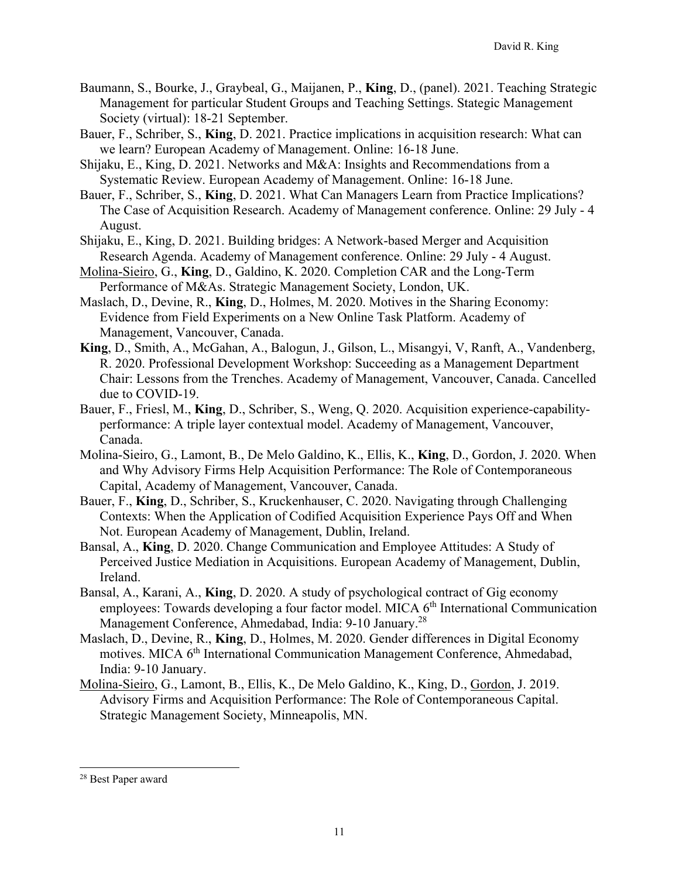Baumann, S., Bourke, J., Graybeal, G., Maijanen, P., **King**, D., (panel). 2021. Teaching Strategic Management for particular Student Groups and Teaching Settings. Stategic Management Society (virtual): 18-21 September.

Bauer, F., Schriber, S., **King**, D. 2021. Practice implications in acquisition research: What can we learn? European Academy of Management. Online: 16-18 June.

Shijaku, E., King, D. 2021. Networks and M&A: Insights and Recommendations from a Systematic Review. European Academy of Management. Online: 16-18 June.

Bauer, F., Schriber, S., **King**, D. 2021. What Can Managers Learn from Practice Implications? The Case of Acquisition Research. Academy of Management conference. Online: 29 July - 4 August.

Shijaku, E., King, D. 2021. Building bridges: A Network-based Merger and Acquisition Research Agenda. Academy of Management conference. Online: 29 July - 4 August.

Molina-Sieiro, G., **King**, D., Galdino, K. 2020. Completion CAR and the Long-Term Performance of M&As. Strategic Management Society, London, UK.

Maslach, D., Devine, R., **King**, D., Holmes, M. 2020. Motives in the Sharing Economy: Evidence from Field Experiments on a New Online Task Platform. Academy of Management, Vancouver, Canada.

**King**, D., Smith, A., McGahan, A., Balogun, J., Gilson, L., Misangyi, V, Ranft, A., Vandenberg, R. 2020. Professional Development Workshop: Succeeding as a Management Department Chair: Lessons from the Trenches. Academy of Management, Vancouver, Canada. Cancelled due to COVID-19.

Bauer, F., Friesl, M., **King**, D., Schriber, S., Weng, Q. 2020. Acquisition experience-capability-performance: A triple layer contextual model. Academy of Management, Vancouver, Canada.

Molina-Sieiro, G., Lamont, B., De Melo Galdino, K., Ellis, K., **King**, D., Gordon, J. 2020. When and Why Advisory Firms Help Acquisition Performance: The Role of Contemporaneous Capital, Academy of Management, Vancouver, Canada.

Bauer, F., **King**, D., Schriber, S., Kruckenhauser, C. 2020. Navigating through Challenging Contexts: When the Application of Codified Acquisition Experience Pays Off and When Not. European Academy of Management, Dublin, Ireland.

Bansal, A., **King**, D. 2020. Change Communication and Employee Attitudes: A Study of Perceived Justice Mediation in Acquisitions. European Academy of Management, Dublin, Ireland.

Bansal, A., Karani, A., **King**, D. 2020. A study of psychological contract of Gig economy employees: Towards developing a four factor model. MICA 6th International Communication Management Conference, Ahmedabad, India: 9-10 January.[28]

Maslach, D., Devine, R., **King**, D., Holmes, M. 2020. Gender differences in Digital Economy motives. MICA 6th International Communication Management Conference, Ahmedabad, India: 9-10 January.

Molina-Sieiro, G., Lamont, B., Ellis, K., De Melo Galdino, K., King, D., Gordon, J. 2019. Advisory Firms and Acquisition Performance: The Role of Contemporaneous Capital. Strategic Management Society, Minneapolis, MN.

[28] Best Paper award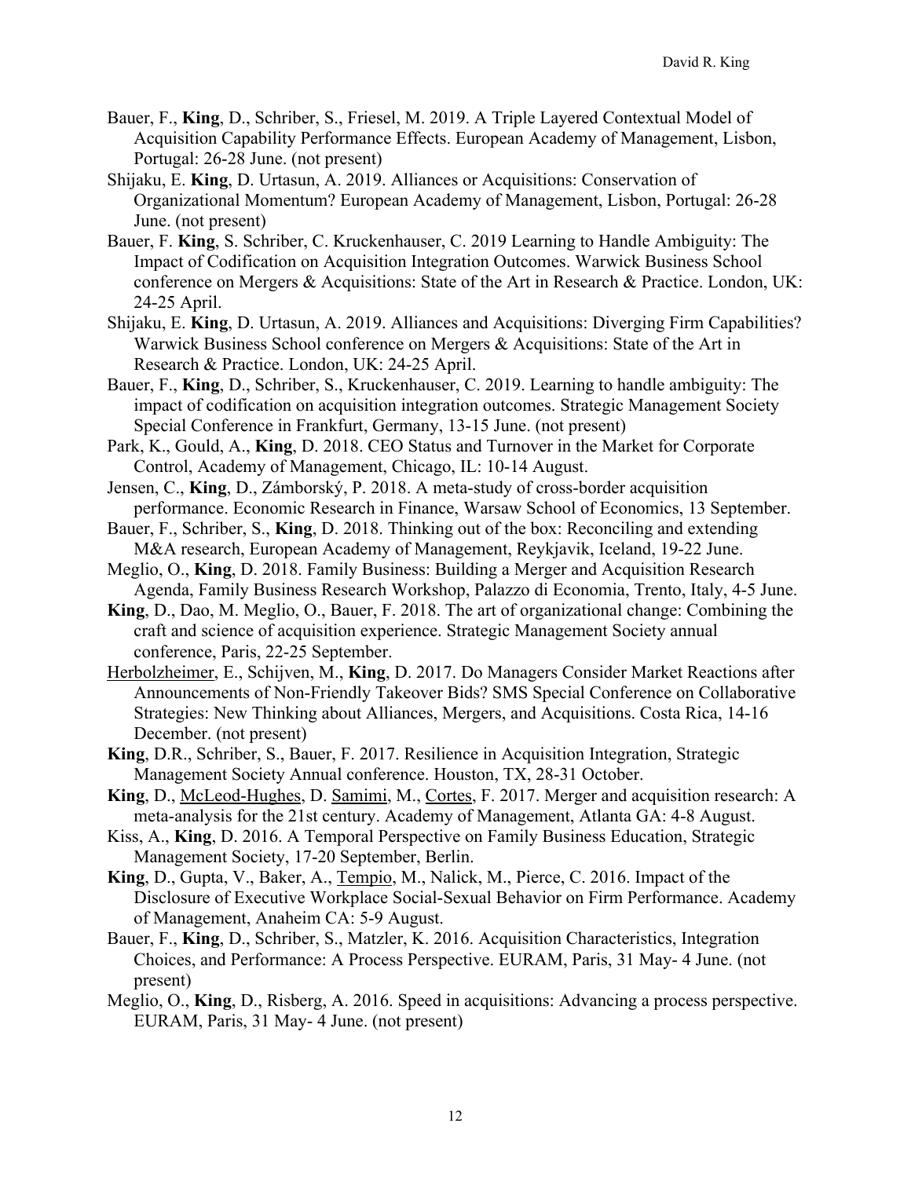Bauer, F., **King**, D., Schriber, S., Friesel, M. 2019. A Triple Layered Contextual Model of Acquisition Capability Performance Effects. European Academy of Management, Lisbon, Portugal: 26-28 June. (not present)

Shijaku, E. **King**, D. Urtasun, A. 2019. Alliances or Acquisitions: Conservation of Organizational Momentum? European Academy of Management, Lisbon, Portugal: 26-28 June. (not present)

Bauer, F. **King**, S. Schriber, C. Kruckenhauser, C. 2019 Learning to Handle Ambiguity: The Impact of Codification on Acquisition Integration Outcomes. Warwick Business School conference on Mergers & Acquisitions: State of the Art in Research & Practice. London, UK: 24-25 April.

Shijaku, E. **King**, D. Urtasun, A. 2019. Alliances and Acquisitions: Diverging Firm Capabilities? Warwick Business School conference on Mergers & Acquisitions: State of the Art in Research & Practice. London, UK: 24-25 April.

Bauer, F., **King**, D., Schriber, S., Kruckenhauser, C. 2019. Learning to handle ambiguity: The impact of codification on acquisition integration outcomes. Strategic Management Society Special Conference in Frankfurt, Germany, 13-15 June. (not present)

Park, K., Gould, A., **King**, D. 2018. CEO Status and Turnover in the Market for Corporate Control, Academy of Management, Chicago, IL: 10-14 August.

Jensen, C., **King**, D., Zámborský, P. 2018. A meta-study of cross-border acquisition performance. Economic Research in Finance, Warsaw School of Economics, 13 September.

Bauer, F., Schriber, S., **King**, D. 2018. Thinking out of the box: Reconciling and extending M&A research, European Academy of Management, Reykjavik, Iceland, 19-22 June.

Meglio, O., **King**, D. 2018. Family Business: Building a Merger and Acquisition Research Agenda, Family Business Research Workshop, Palazzo di Economia, Trento, Italy, 4-5 June.

**King**, D., Dao, M. Meglio, O., Bauer, F. 2018. The art of organizational change: Combining the craft and science of acquisition experience. Strategic Management Society annual conference, Paris, 22-25 September.

Herbolzheimer, E., Schijven, M., **King**, D. 2017. Do Managers Consider Market Reactions after Announcements of Non-Friendly Takeover Bids? SMS Special Conference on Collaborative Strategies: New Thinking about Alliances, Mergers, and Acquisitions. Costa Rica, 14-16 December. (not present)

**King**, D.R., Schriber, S., Bauer, F. 2017. Resilience in Acquisition Integration, Strategic Management Society Annual conference. Houston, TX, 28-31 October.

**King**, D., McLeod-Hughes, D. Samimi, M., Cortes, F. 2017. Merger and acquisition research: A meta-analysis for the 21st century. Academy of Management, Atlanta GA: 4-8 August.

Kiss, A., **King**, D. 2016. A Temporal Perspective on Family Business Education, Strategic Management Society, 17-20 September, Berlin.

**King**, D., Gupta, V., Baker, A., Tempio, M., Nalick, M., Pierce, C. 2016. Impact of the Disclosure of Executive Workplace Social-Sexual Behavior on Firm Performance. Academy of Management, Anaheim CA: 5-9 August.

Bauer, F., **King**, D., Schriber, S., Matzler, K. 2016. Acquisition Characteristics, Integration Choices, and Performance: A Process Perspective. EURAM, Paris, 31 May- 4 June. (not present)

Meglio, O., **King**, D., Risberg, A. 2016. Speed in acquisitions: Advancing a process perspective. EURAM, Paris, 31 May- 4 June. (not present)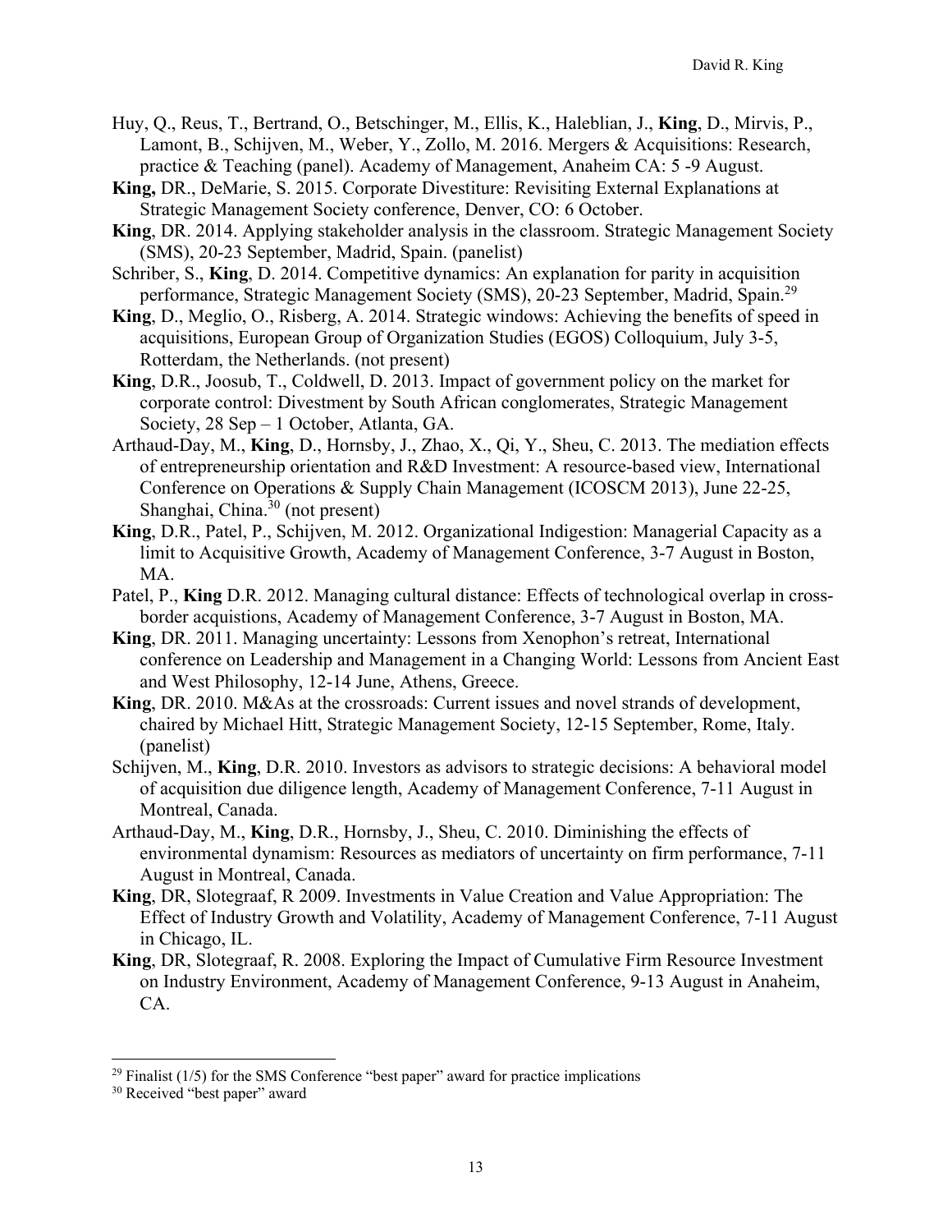Huy, Q., Reus, T., Bertrand, O., Betschinger, M., Ellis, K., Haleblian, J., **King**, D., Mirvis, P., Lamont, B., Schijven, M., Weber, Y., Zollo, M. 2016. Mergers & Acquisitions: Research, practice & Teaching (panel). Academy of Management, Anaheim CA: 5 -9 August.

**King,** DR., DeMarie, S. 2015. Corporate Divestiture: Revisiting External Explanations at Strategic Management Society conference, Denver, CO: 6 October.

**King**, DR. 2014. Applying stakeholder analysis in the classroom. Strategic Management Society (SMS), 20-23 September, Madrid, Spain. (panelist)

Schriber, S., **King**, D. 2014. Competitive dynamics: An explanation for parity in acquisition performance, Strategic Management Society (SMS), 20-23 September, Madrid, Spain.[29]

**King**, D., Meglio, O., Risberg, A. 2014. Strategic windows: Achieving the benefits of speed in acquisitions, European Group of Organization Studies (EGOS) Colloquium, July 3-5, Rotterdam, the Netherlands. (not present)

**King**, D.R., Joosub, T., Coldwell, D. 2013. Impact of government policy on the market for corporate control: Divestment by South African conglomerates, Strategic Management Society, 28 Sep – 1 October, Atlanta, GA.

Arthaud-Day, M., **King**, D., Hornsby, J., Zhao, X., Qi, Y., Sheu, C. 2013. The mediation effects of entrepreneurship orientation and R&D Investment: A resource-based view, International Conference on Operations & Supply Chain Management (ICOSCM 2013), June 22-25, Shanghai, China.[30] (not present)

**King**, D.R., Patel, P., Schijven, M. 2012. Organizational Indigestion: Managerial Capacity as a limit to Acquisitive Growth, Academy of Management Conference, 3-7 August in Boston, MA.

Patel, P., **King** D.R. 2012. Managing cultural distance: Effects of technological overlap in cross-border acquistions, Academy of Management Conference, 3-7 August in Boston, MA.

**King**, DR. 2011. Managing uncertainty: Lessons from Xenophon's retreat, International conference on Leadership and Management in a Changing World: Lessons from Ancient East and West Philosophy, 12-14 June, Athens, Greece.

**King**, DR. 2010. M&As at the crossroads: Current issues and novel strands of development, chaired by Michael Hitt, Strategic Management Society, 12-15 September, Rome, Italy. (panelist)

Schijven, M., **King**, D.R. 2010. Investors as advisors to strategic decisions: A behavioral model of acquisition due diligence length, Academy of Management Conference, 7-11 August in Montreal, Canada.

Arthaud-Day, M., **King**, D.R., Hornsby, J., Sheu, C. 2010. Diminishing the effects of environmental dynamism: Resources as mediators of uncertainty on firm performance, 7-11 August in Montreal, Canada.

**King**, DR, Slotegraaf, R 2009. Investments in Value Creation and Value Appropriation: The Effect of Industry Growth and Volatility, Academy of Management Conference, 7-11 August in Chicago, IL.

**King**, DR, Slotegraaf, R. 2008. Exploring the Impact of Cumulative Firm Resource Investment on Industry Environment, Academy of Management Conference, 9-13 August in Anaheim, CA.

---

[29] Finalist (1/5) for the SMS Conference "best paper" award for practice implications

[30] Received "best paper" award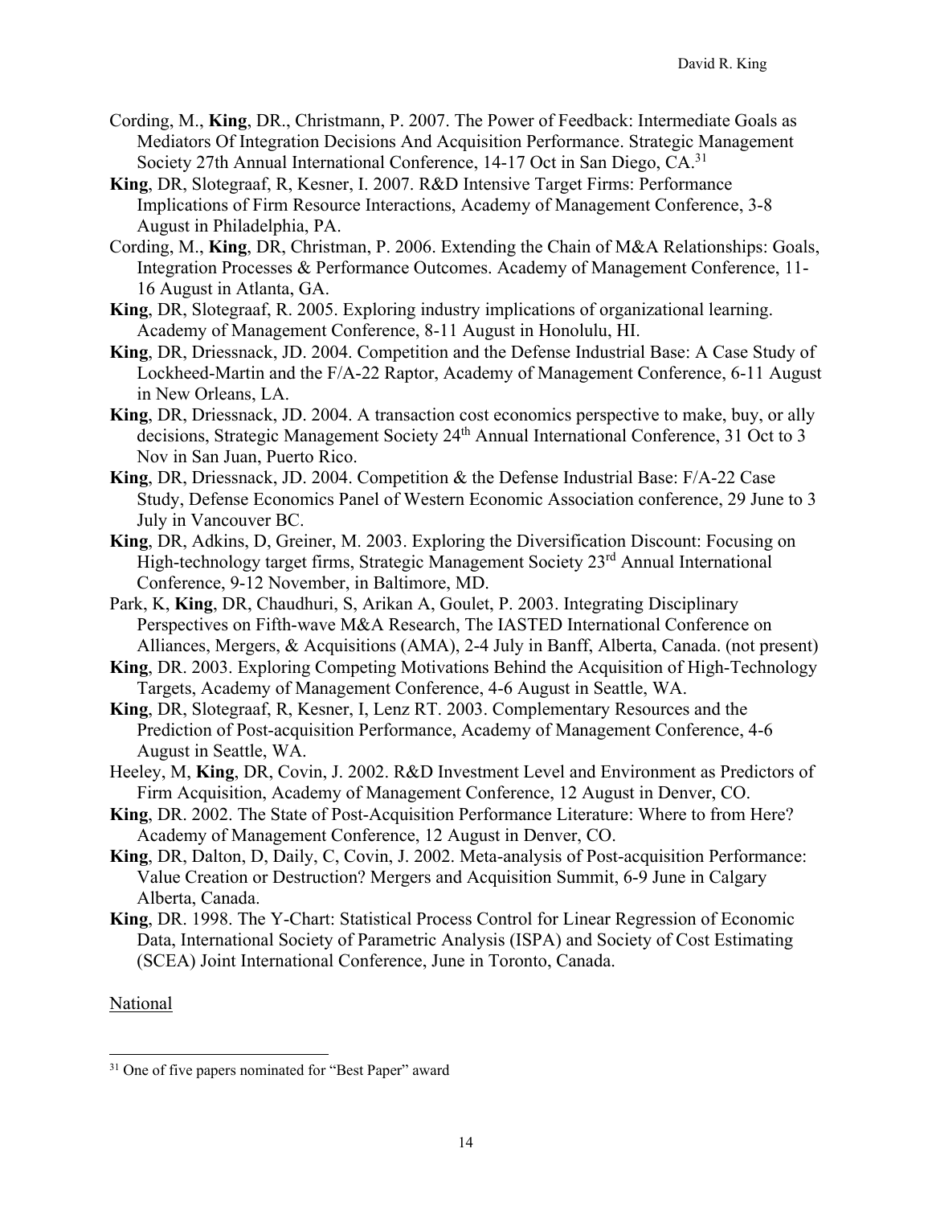Cording, M., **King**, DR., Christmann, P. 2007. The Power of Feedback: Intermediate Goals as Mediators Of Integration Decisions And Acquisition Performance. Strategic Management Society 27th Annual International Conference, 14-17 Oct in San Diego, CA.[31]

**King**, DR, Slotegraaf, R, Kesner, I. 2007. R&D Intensive Target Firms: Performance Implications of Firm Resource Interactions, Academy of Management Conference, 3-8 August in Philadelphia, PA.

Cording, M., **King**, DR, Christman, P. 2006. Extending the Chain of M&A Relationships: Goals, Integration Processes & Performance Outcomes. Academy of Management Conference, 11-16 August in Atlanta, GA.

**King**, DR, Slotegraaf, R. 2005. Exploring industry implications of organizational learning. Academy of Management Conference, 8-11 August in Honolulu, HI.

**King**, DR, Driessnack, JD. 2004. Competition and the Defense Industrial Base: A Case Study of Lockheed-Martin and the F/A-22 Raptor, Academy of Management Conference, 6-11 August in New Orleans, LA.

**King**, DR, Driessnack, JD. 2004. A transaction cost economics perspective to make, buy, or ally decisions, Strategic Management Society 24th Annual International Conference, 31 Oct to 3 Nov in San Juan, Puerto Rico.

**King**, DR, Driessnack, JD. 2004. Competition & the Defense Industrial Base: F/A-22 Case Study, Defense Economics Panel of Western Economic Association conference, 29 June to 3 July in Vancouver BC.

**King**, DR, Adkins, D, Greiner, M. 2003. Exploring the Diversification Discount: Focusing on High-technology target firms, Strategic Management Society 23rd Annual International Conference, 9-12 November, in Baltimore, MD.

Park, K, **King**, DR, Chaudhuri, S, Arikan A, Goulet, P. 2003. Integrating Disciplinary Perspectives on Fifth-wave M&A Research, The IASTED International Conference on Alliances, Mergers, & Acquisitions (AMA), 2-4 July in Banff, Alberta, Canada. (not present)

**King**, DR. 2003. Exploring Competing Motivations Behind the Acquisition of High-Technology Targets, Academy of Management Conference, 4-6 August in Seattle, WA.

**King**, DR, Slotegraaf, R, Kesner, I, Lenz RT. 2003. Complementary Resources and the Prediction of Post-acquisition Performance, Academy of Management Conference, 4-6 August in Seattle, WA.

Heeley, M, **King**, DR, Covin, J. 2002. R&D Investment Level and Environment as Predictors of Firm Acquisition, Academy of Management Conference, 12 August in Denver, CO.

**King**, DR. 2002. The State of Post-Acquisition Performance Literature: Where to from Here? Academy of Management Conference, 12 August in Denver, CO.

**King**, DR, Dalton, D, Daily, C, Covin, J. 2002. Meta-analysis of Post-acquisition Performance: Value Creation or Destruction? Mergers and Acquisition Summit, 6-9 June in Calgary Alberta, Canada.

**King**, DR. 1998. The Y-Chart: Statistical Process Control for Linear Regression of Economic Data, International Society of Parametric Analysis (ISPA) and Society of Cost Estimating (SCEA) Joint International Conference, June in Toronto, Canada.

National

[31] One of five papers nominated for "Best Paper" award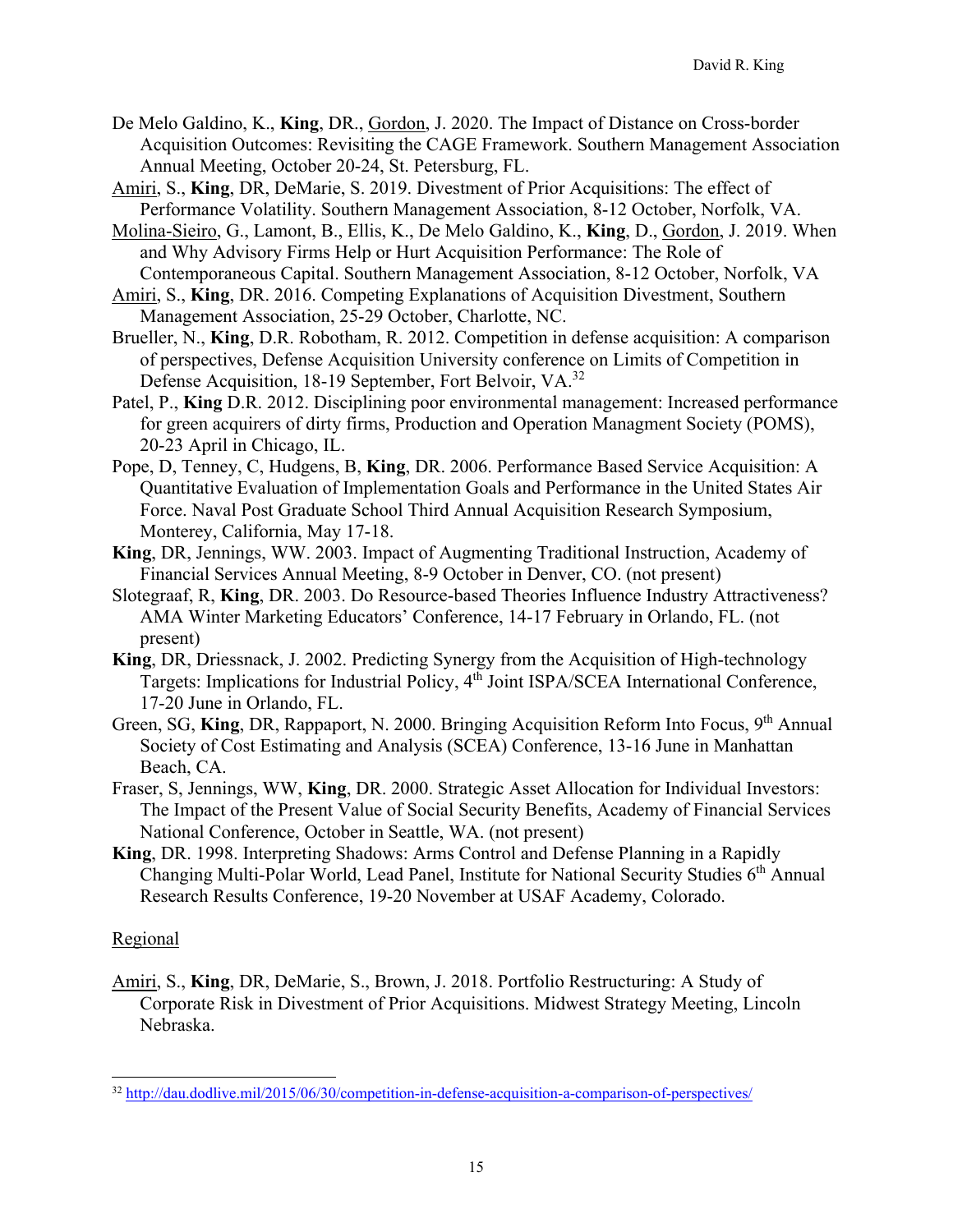De Melo Galdino, K., **King**, DR., Gordon, J. 2020. The Impact of Distance on Cross-border Acquisition Outcomes: Revisiting the CAGE Framework. Southern Management Association Annual Meeting, October 20-24, St. Petersburg, FL.

Amiri, S., **King**, DR, DeMarie, S. 2019. Divestment of Prior Acquisitions: The effect of Performance Volatility. Southern Management Association, 8-12 October, Norfolk, VA.

Molina-Sieiro, G., Lamont, B., Ellis, K., De Melo Galdino, K., **King**, D., Gordon, J. 2019. When and Why Advisory Firms Help or Hurt Acquisition Performance: The Role of Contemporaneous Capital. Southern Management Association, 8-12 October, Norfolk, VA

Amiri, S., **King**, DR. 2016. Competing Explanations of Acquisition Divestment, Southern Management Association, 25-29 October, Charlotte, NC.

Brueller, N., **King**, D.R. Robotham, R. 2012. Competition in defense acquisition: A comparison of perspectives, Defense Acquisition University conference on Limits of Competition in Defense Acquisition, 18-19 September, Fort Belvoir, VA.[32]

Patel, P., **King** D.R. 2012. Disciplining poor environmental management: Increased performance for green acquirers of dirty firms, Production and Operation Managment Society (POMS), 20-23 April in Chicago, IL.

Pope, D, Tenney, C, Hudgens, B, **King**, DR. 2006. Performance Based Service Acquisition: A Quantitative Evaluation of Implementation Goals and Performance in the United States Air Force. Naval Post Graduate School Third Annual Acquisition Research Symposium, Monterey, California, May 17-18.

**King**, DR, Jennings, WW. 2003. Impact of Augmenting Traditional Instruction, Academy of Financial Services Annual Meeting, 8-9 October in Denver, CO. (not present)

Slotegraaf, R, **King**, DR. 2003. Do Resource-based Theories Influence Industry Attractiveness? AMA Winter Marketing Educators' Conference, 14-17 February in Orlando, FL. (not present)

**King**, DR, Driessnack, J. 2002. Predicting Synergy from the Acquisition of High-technology Targets: Implications for Industrial Policy, 4th Joint ISPA/SCEA International Conference, 17-20 June in Orlando, FL.

Green, SG, **King**, DR, Rappaport, N. 2000. Bringing Acquisition Reform Into Focus, 9th Annual Society of Cost Estimating and Analysis (SCEA) Conference, 13-16 June in Manhattan Beach, CA.

Fraser, S, Jennings, WW, **King**, DR. 2000. Strategic Asset Allocation for Individual Investors: The Impact of the Present Value of Social Security Benefits, Academy of Financial Services National Conference, October in Seattle, WA. (not present)

**King**, DR. 1998. Interpreting Shadows: Arms Control and Defense Planning in a Rapidly Changing Multi-Polar World, Lead Panel, Institute for National Security Studies 6th Annual Research Results Conference, 19-20 November at USAF Academy, Colorado.

## Regional

Amiri, S., **King**, DR, DeMarie, S., Brown, J. 2018. Portfolio Restructuring: A Study of Corporate Risk in Divestment of Prior Acquisitions. Midwest Strategy Meeting, Lincoln Nebraska.

---

[32] http://dau.dodlive.mil/2015/06/30/competition-in-defense-acquisition-a-comparison-of-perspectives/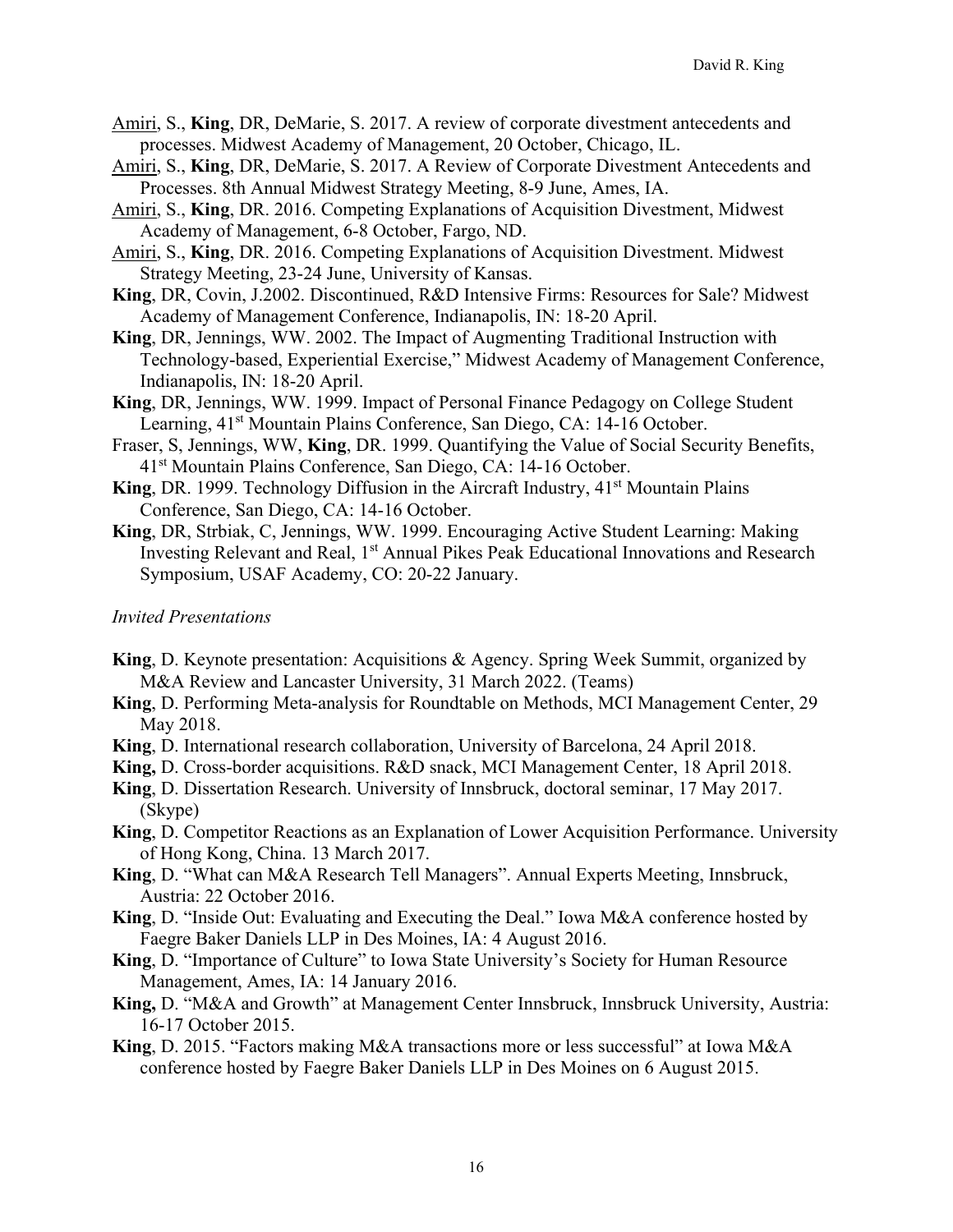Amiri, S., **King**, DR, DeMarie, S. 2017. A review of corporate divestment antecedents and processes. Midwest Academy of Management, 20 October, Chicago, IL.

Amiri, S., **King**, DR, DeMarie, S. 2017. A Review of Corporate Divestment Antecedents and Processes. 8th Annual Midwest Strategy Meeting, 8-9 June, Ames, IA.

Amiri, S., **King**, DR. 2016. Competing Explanations of Acquisition Divestment, Midwest Academy of Management, 6-8 October, Fargo, ND.

Amiri, S., **King**, DR. 2016. Competing Explanations of Acquisition Divestment. Midwest Strategy Meeting, 23-24 June, University of Kansas.

**King**, DR, Covin, J.2002. Discontinued, R&D Intensive Firms: Resources for Sale? Midwest Academy of Management Conference, Indianapolis, IN: 18-20 April.

**King**, DR, Jennings, WW. 2002. The Impact of Augmenting Traditional Instruction with Technology-based, Experiential Exercise," Midwest Academy of Management Conference, Indianapolis, IN: 18-20 April.

**King**, DR, Jennings, WW. 1999. Impact of Personal Finance Pedagogy on College Student Learning, 41st Mountain Plains Conference, San Diego, CA: 14-16 October.

Fraser, S, Jennings, WW, **King**, DR. 1999. Quantifying the Value of Social Security Benefits, 41st Mountain Plains Conference, San Diego, CA: 14-16 October.

**King**, DR. 1999. Technology Diffusion in the Aircraft Industry, 41st Mountain Plains Conference, San Diego, CA: 14-16 October.

**King**, DR, Strbiak, C, Jennings, WW. 1999. Encouraging Active Student Learning: Making Investing Relevant and Real, 1st Annual Pikes Peak Educational Innovations and Research Symposium, USAF Academy, CO: 20-22 January.

*Invited Presentations*

**King**, D. Keynote presentation: Acquisitions & Agency. Spring Week Summit, organized by M&A Review and Lancaster University, 31 March 2022. (Teams)

**King**, D. Performing Meta-analysis for Roundtable on Methods, MCI Management Center, 29 May 2018.

**King**, D. International research collaboration, University of Barcelona, 24 April 2018.

**King,** D. Cross-border acquisitions. R&D snack, MCI Management Center, 18 April 2018.

**King**, D. Dissertation Research. University of Innsbruck, doctoral seminar, 17 May 2017. (Skype)

**King**, D. Competitor Reactions as an Explanation of Lower Acquisition Performance. University of Hong Kong, China. 13 March 2017.

**King**, D. "What can M&A Research Tell Managers". Annual Experts Meeting, Innsbruck, Austria: 22 October 2016.

**King**, D. "Inside Out: Evaluating and Executing the Deal." Iowa M&A conference hosted by Faegre Baker Daniels LLP in Des Moines, IA: 4 August 2016.

**King**, D. "Importance of Culture" to Iowa State University's Society for Human Resource Management, Ames, IA: 14 January 2016.

**King,** D. "M&A and Growth" at Management Center Innsbruck, Innsbruck University, Austria: 16-17 October 2015.

**King**, D. 2015. "Factors making M&A transactions more or less successful" at Iowa M&A conference hosted by Faegre Baker Daniels LLP in Des Moines on 6 August 2015.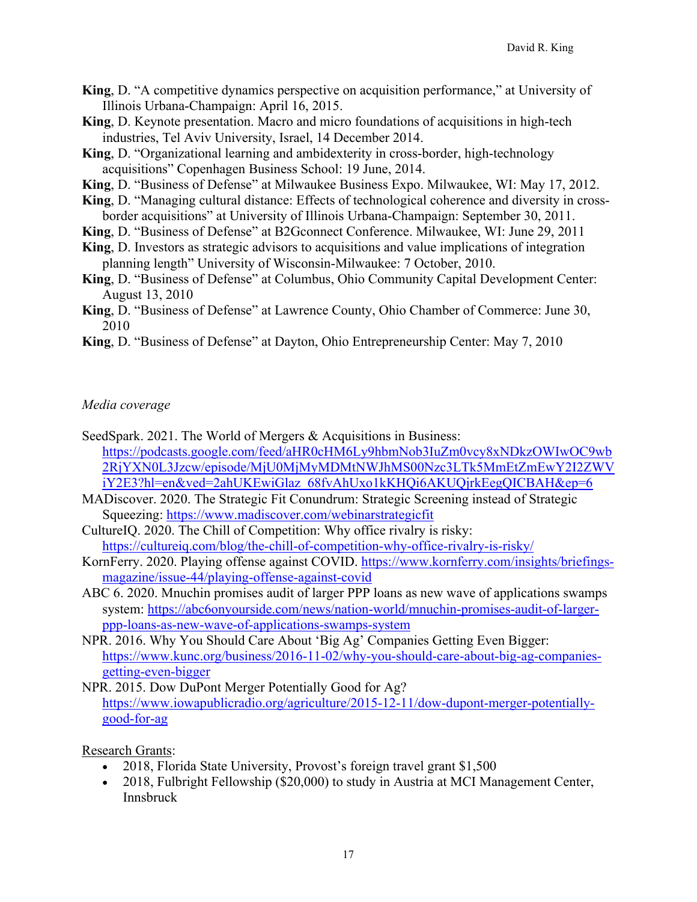**King**, D. "A competitive dynamics perspective on acquisition performance," at University of Illinois Urbana-Champaign: April 16, 2015.

**King**, D. Keynote presentation. Macro and micro foundations of acquisitions in high-tech industries, Tel Aviv University, Israel, 14 December 2014.

**King**, D. "Organizational learning and ambidexterity in cross-border, high-technology acquisitions" Copenhagen Business School: 19 June, 2014.

**King**, D. "Business of Defense" at Milwaukee Business Expo. Milwaukee, WI: May 17, 2012.

**King**, D. "Managing cultural distance: Effects of technological coherence and diversity in cross-border acquisitions" at University of Illinois Urbana-Champaign: September 30, 2011.

**King**, D. "Business of Defense" at B2Gconnect Conference. Milwaukee, WI: June 29, 2011

**King**, D. Investors as strategic advisors to acquisitions and value implications of integration planning length" University of Wisconsin-Milwaukee: 7 October, 2010.

**King**, D. "Business of Defense" at Columbus, Ohio Community Capital Development Center: August 13, 2010

**King**, D. "Business of Defense" at Lawrence County, Ohio Chamber of Commerce: June 30, 2010

**King**, D. "Business of Defense" at Dayton, Ohio Entrepreneurship Center: May 7, 2010

*Media coverage*

SeedSpark. 2021. The World of Mergers & Acquisitions in Business: https://podcasts.google.com/feed/aHR0cHM6Ly9hbmNob3IuZm0vcy8xNDkzOWIwOC9wb2RjYXN0L3Jzcw/episode/MjU0MjMyMDMtNWJhMS00Nzc3LTk5MmEtZmEwY2I2ZWViY2E3?hl=en&ved=2ahUKEwiGlaz_68fvAhUxo1kKHQi6AKUQjrkEegQICBAH&ep=6

MADiscover. 2020. The Strategic Fit Conundrum: Strategic Screening instead of Strategic Squeezing: https://www.madiscover.com/webinarstrategicfit

CultureIQ. 2020. The Chill of Competition: Why office rivalry is risky: https://cultureiq.com/blog/the-chill-of-competition-why-office-rivalry-is-risky/

KornFerry. 2020. Playing offense against COVID. https://www.kornferry.com/insights/briefings-magazine/issue-44/playing-offense-against-covid

ABC 6. 2020. Mnuchin promises audit of larger PPP loans as new wave of applications swamps system: https://abc6onyourside.com/news/nation-world/mnuchin-promises-audit-of-larger-ppp-loans-as-new-wave-of-applications-swamps-system

NPR. 2016. Why You Should Care About 'Big Ag' Companies Getting Even Bigger: https://www.kunc.org/business/2016-11-02/why-you-should-care-about-big-ag-companies-getting-even-bigger

NPR. 2015. Dow DuPont Merger Potentially Good for Ag? https://www.iowapublicradio.org/agriculture/2015-12-11/dow-dupont-merger-potentially-good-for-ag

Research Grants:

- 2018, Florida State University, Provost's foreign travel grant $1,500
- 2018, Fulbright Fellowship ($20,000) to study in Austria at MCI Management Center, Innsbruck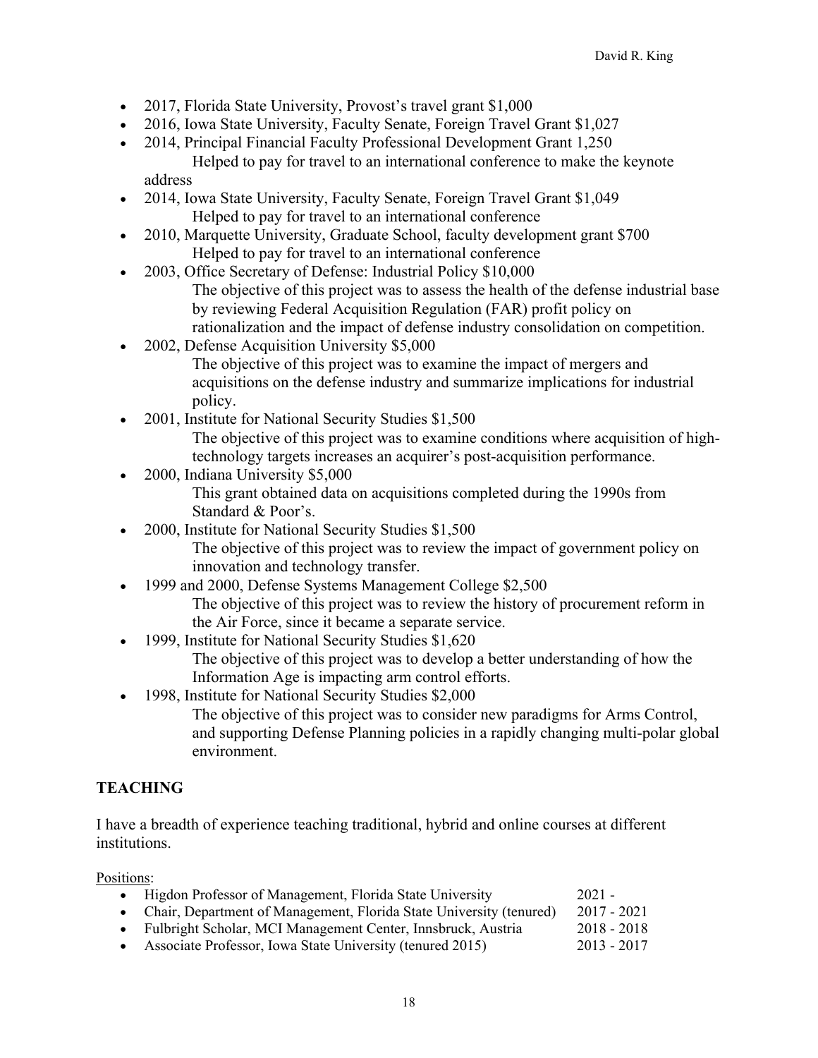- 2017, Florida State University, Provost's travel grant $1,000
- 2016, Iowa State University, Faculty Senate, Foreign Travel Grant $1,027
- 2014, Principal Financial Faculty Professional Development Grant 1,250
  Helped to pay for travel to an international conference to make the keynote address
- 2014, Iowa State University, Faculty Senate, Foreign Travel Grant $1,049
  Helped to pay for travel to an international conference
- 2010, Marquette University, Graduate School, faculty development grant $700
  Helped to pay for travel to an international conference
- 2003, Office Secretary of Defense: Industrial Policy $10,000
  The objective of this project was to assess the health of the defense industrial base by reviewing Federal Acquisition Regulation (FAR) profit policy on rationalization and the impact of defense industry consolidation on competition.
- 2002, Defense Acquisition University $5,000
  The objective of this project was to examine the impact of mergers and acquisitions on the defense industry and summarize implications for industrial policy.
- 2001, Institute for National Security Studies $1,500
  The objective of this project was to examine conditions where acquisition of high-technology targets increases an acquirer's post-acquisition performance.
- 2000, Indiana University $5,000
  This grant obtained data on acquisitions completed during the 1990s from Standard & Poor's.
- 2000, Institute for National Security Studies $1,500
  The objective of this project was to review the impact of government policy on innovation and technology transfer.
- 1999 and 2000, Defense Systems Management College $2,500
  The objective of this project was to review the history of procurement reform in the Air Force, since it became a separate service.
- 1999, Institute for National Security Studies $1,620
  The objective of this project was to develop a better understanding of how the Information Age is impacting arm control efforts.
- 1998, Institute for National Security Studies $2,000
  The objective of this project was to consider new paradigms for Arms Control, and supporting Defense Planning policies in a rapidly changing multi-polar global environment.

## TEACHING

I have a breadth of experience teaching traditional, hybrid and online courses at different institutions.

Positions:

- Higdon Professor of Management, Florida State University 2021 -
- Chair, Department of Management, Florida State University (tenured) 2017 - 2021
- Fulbright Scholar, MCI Management Center, Innsbruck, Austria 2018 - 2018
- Associate Professor, Iowa State University (tenured 2015) 2013 - 2017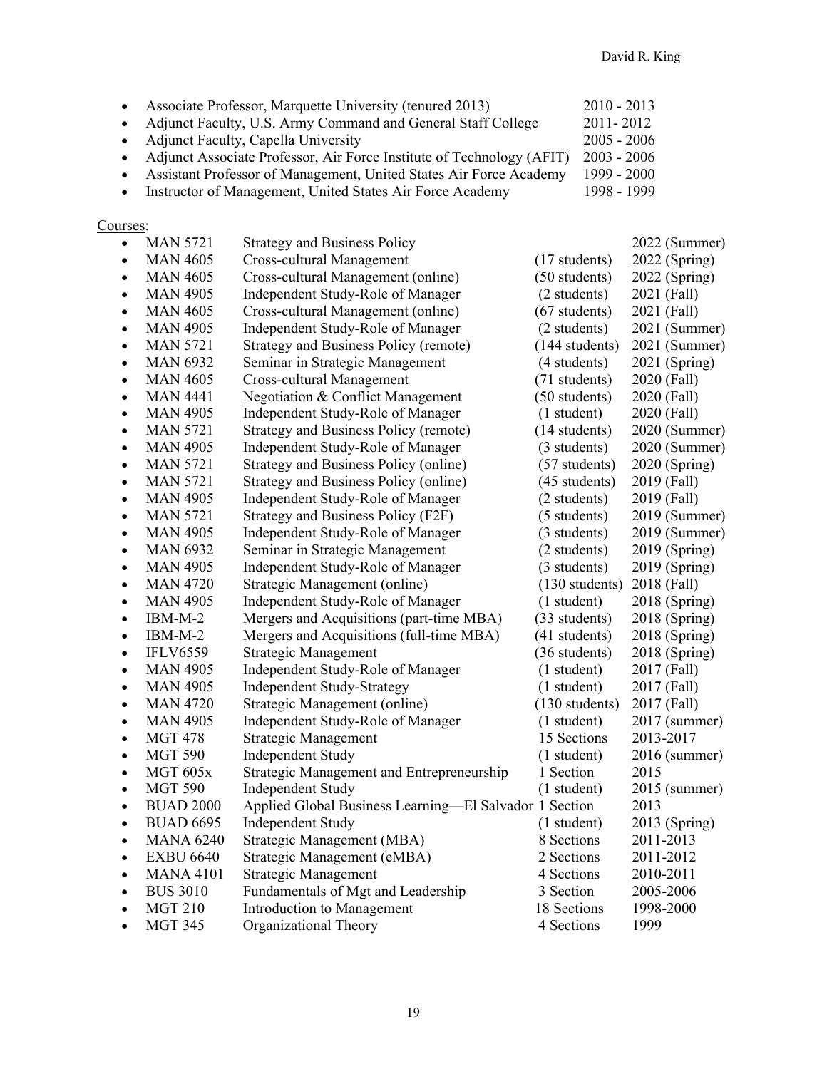- Associate Professor, Marquette University (tenured 2013) 2010 - 2013
- Adjunct Faculty, U.S. Army Command and General Staff College 2011- 2012
- Adjunct Faculty, Capella University 2005 - 2006
- Adjunct Associate Professor, Air Force Institute of Technology (AFIT) 2003 - 2006
- Assistant Professor of Management, United States Air Force Academy 1999 - 2000
- Instructor of Management, United States Air Force Academy 1998 - 1999

Courses:

| | | | |
|---|---|---|---|
| MAN 5721 | Strategy and Business Policy | | 2022 (Summer) |
| MAN 4605 | Cross-cultural Management | (17 students) | 2022 (Spring) |
| MAN 4605 | Cross-cultural Management (online) | (50 students) | 2022 (Spring) |
| MAN 4905 | Independent Study-Role of Manager | (2 students) | 2021 (Fall) |
| MAN 4605 | Cross-cultural Management (online) | (67 students) | 2021 (Fall) |
| MAN 4905 | Independent Study-Role of Manager | (2 students) | 2021 (Summer) |
| MAN 5721 | Strategy and Business Policy (remote) | (144 students) | 2021 (Summer) |
| MAN 6932 | Seminar in Strategic Management | (4 students) | 2021 (Spring) |
| MAN 4605 | Cross-cultural Management | (71 students) | 2020 (Fall) |
| MAN 4441 | Negotiation & Conflict Management | (50 students) | 2020 (Fall) |
| MAN 4905 | Independent Study-Role of Manager | (1 student) | 2020 (Fall) |
| MAN 5721 | Strategy and Business Policy (remote) | (14 students) | 2020 (Summer) |
| MAN 4905 | Independent Study-Role of Manager | (3 students) | 2020 (Summer) |
| MAN 5721 | Strategy and Business Policy (online) | (57 students) | 2020 (Spring) |
| MAN 5721 | Strategy and Business Policy (online) | (45 students) | 2019 (Fall) |
| MAN 4905 | Independent Study-Role of Manager | (2 students) | 2019 (Fall) |
| MAN 5721 | Strategy and Business Policy (F2F) | (5 students) | 2019 (Summer) |
| MAN 4905 | Independent Study-Role of Manager | (3 students) | 2019 (Summer) |
| MAN 6932 | Seminar in Strategic Management | (2 students) | 2019 (Spring) |
| MAN 4905 | Independent Study-Role of Manager | (3 students) | 2019 (Spring) |
| MAN 4720 | Strategic Management (online) | (130 students) | 2018 (Fall) |
| MAN 4905 | Independent Study-Role of Manager | (1 student) | 2018 (Spring) |
| IBM-M-2 | Mergers and Acquisitions (part-time MBA) | (33 students) | 2018 (Spring) |
| IBM-M-2 | Mergers and Acquisitions (full-time MBA) | (41 students) | 2018 (Spring) |
| IFLV6559 | Strategic Management | (36 students) | 2018 (Spring) |
| MAN 4905 | Independent Study-Role of Manager | (1 student) | 2017 (Fall) |
| MAN 4905 | Independent Study-Strategy | (1 student) | 2017 (Fall) |
| MAN 4720 | Strategic Management (online) | (130 students) | 2017 (Fall) |
| MAN 4905 | Independent Study-Role of Manager | (1 student) | 2017 (summer) |
| MGT 478 | Strategic Management | 15 Sections | 2013-2017 |
| MGT 590 | Independent Study | (1 student) | 2016 (summer) |
| MGT 605x | Strategic Management and Entrepreneurship | 1 Section | 2015 |
| MGT 590 | Independent Study | (1 student) | 2015 (summer) |
| BUAD 2000 | Applied Global Business Learning—El Salvador | 1 Section | 2013 |
| BUAD 6695 | Independent Study | (1 student) | 2013 (Spring) |
| MANA 6240 | Strategic Management (MBA) | 8 Sections | 2011-2013 |
| EXBU 6640 | Strategic Management (eMBA) | 2 Sections | 2011-2012 |
| MANA 4101 | Strategic Management | 4 Sections | 2010-2011 |
| BUS 3010 | Fundamentals of Mgt and Leadership | 3 Section | 2005-2006 |
| MGT 210 | Introduction to Management | 18 Sections | 1998-2000 |
| MGT 345 | Organizational Theory | 4 Sections | 1999 |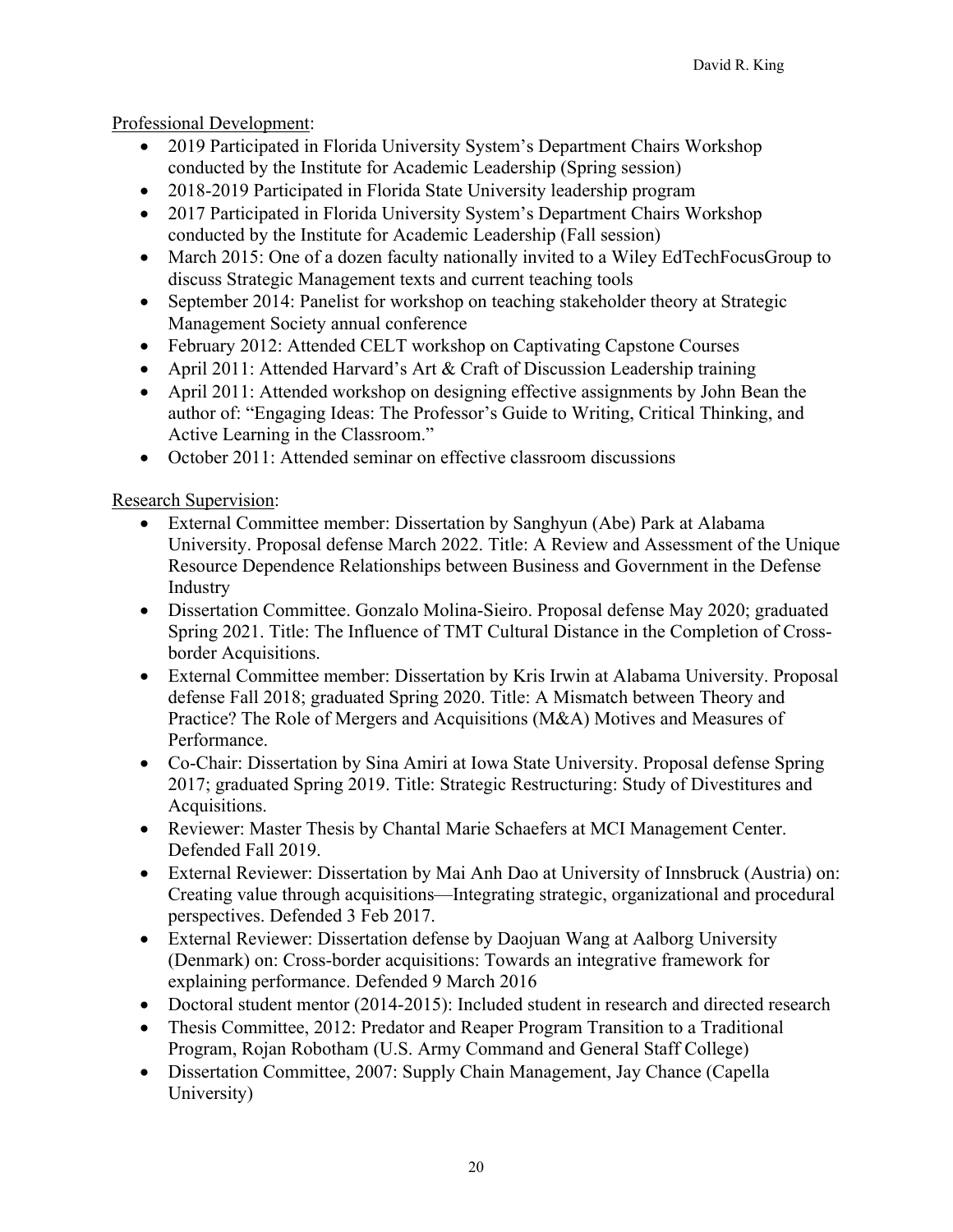Professional Development:

- 2019 Participated in Florida University System's Department Chairs Workshop conducted by the Institute for Academic Leadership (Spring session)
- 2018-2019 Participated in Florida State University leadership program
- 2017 Participated in Florida University System's Department Chairs Workshop conducted by the Institute for Academic Leadership (Fall session)
- March 2015: One of a dozen faculty nationally invited to a Wiley EdTechFocusGroup to discuss Strategic Management texts and current teaching tools
- September 2014: Panelist for workshop on teaching stakeholder theory at Strategic Management Society annual conference
- February 2012: Attended CELT workshop on Captivating Capstone Courses
- April 2011: Attended Harvard's Art & Craft of Discussion Leadership training
- April 2011: Attended workshop on designing effective assignments by John Bean the author of: "Engaging Ideas: The Professor's Guide to Writing, Critical Thinking, and Active Learning in the Classroom."
- October 2011: Attended seminar on effective classroom discussions

Research Supervision:

- External Committee member: Dissertation by Sanghyun (Abe) Park at Alabama University. Proposal defense March 2022. Title: A Review and Assessment of the Unique Resource Dependence Relationships between Business and Government in the Defense Industry
- Dissertation Committee. Gonzalo Molina-Sieiro. Proposal defense May 2020; graduated Spring 2021. Title: The Influence of TMT Cultural Distance in the Completion of Cross-border Acquisitions.
- External Committee member: Dissertation by Kris Irwin at Alabama University. Proposal defense Fall 2018; graduated Spring 2020. Title: A Mismatch between Theory and Practice? The Role of Mergers and Acquisitions (M&A) Motives and Measures of Performance.
- Co-Chair: Dissertation by Sina Amiri at Iowa State University. Proposal defense Spring 2017; graduated Spring 2019. Title: Strategic Restructuring: Study of Divestitures and Acquisitions.
- Reviewer: Master Thesis by Chantal Marie Schaefers at MCI Management Center. Defended Fall 2019.
- External Reviewer: Dissertation by Mai Anh Dao at University of Innsbruck (Austria) on: Creating value through acquisitions—Integrating strategic, organizational and procedural perspectives. Defended 3 Feb 2017.
- External Reviewer: Dissertation defense by Daojuan Wang at Aalborg University (Denmark) on: Cross-border acquisitions: Towards an integrative framework for explaining performance. Defended 9 March 2016
- Doctoral student mentor (2014-2015): Included student in research and directed research
- Thesis Committee, 2012: Predator and Reaper Program Transition to a Traditional Program, Rojan Robotham (U.S. Army Command and General Staff College)
- Dissertation Committee, 2007: Supply Chain Management, Jay Chance (Capella University)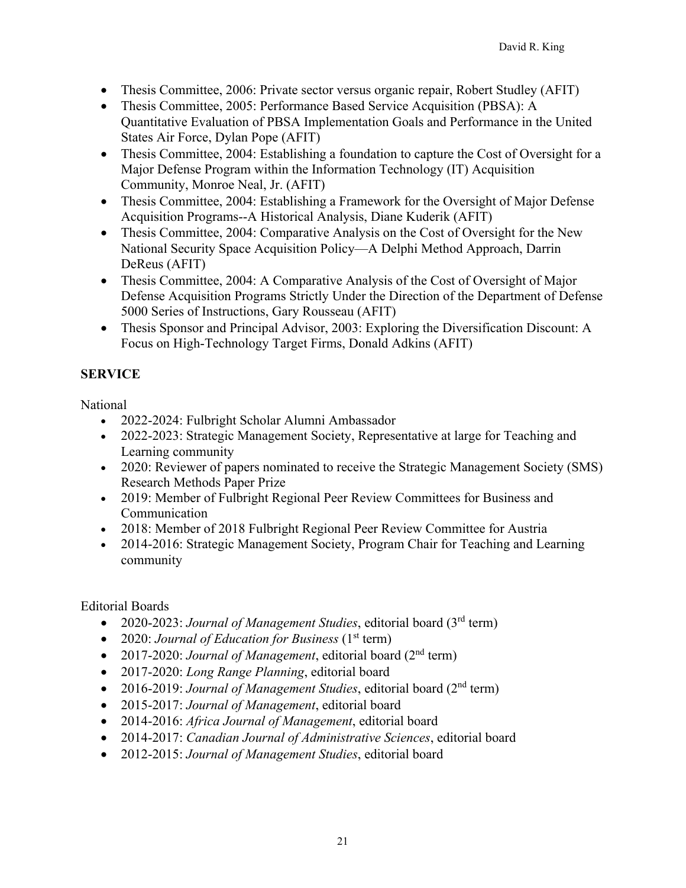- Thesis Committee, 2006: Private sector versus organic repair, Robert Studley (AFIT)
- Thesis Committee, 2005: Performance Based Service Acquisition (PBSA): A Quantitative Evaluation of PBSA Implementation Goals and Performance in the United States Air Force, Dylan Pope (AFIT)
- Thesis Committee, 2004: Establishing a foundation to capture the Cost of Oversight for a Major Defense Program within the Information Technology (IT) Acquisition Community, Monroe Neal, Jr. (AFIT)
- Thesis Committee, 2004: Establishing a Framework for the Oversight of Major Defense Acquisition Programs--A Historical Analysis, Diane Kuderik (AFIT)
- Thesis Committee, 2004: Comparative Analysis on the Cost of Oversight for the New National Security Space Acquisition Policy—A Delphi Method Approach, Darrin DeReus (AFIT)
- Thesis Committee, 2004: A Comparative Analysis of the Cost of Oversight of Major Defense Acquisition Programs Strictly Under the Direction of the Department of Defense 5000 Series of Instructions, Gary Rousseau (AFIT)
- Thesis Sponsor and Principal Advisor, 2003: Exploring the Diversification Discount: A Focus on High-Technology Target Firms, Donald Adkins (AFIT)

## SERVICE

National

- 2022-2024: Fulbright Scholar Alumni Ambassador
- 2022-2023: Strategic Management Society, Representative at large for Teaching and Learning community
- 2020: Reviewer of papers nominated to receive the Strategic Management Society (SMS) Research Methods Paper Prize
- 2019: Member of Fulbright Regional Peer Review Committees for Business and Communication
- 2018: Member of 2018 Fulbright Regional Peer Review Committee for Austria
- 2014-2016: Strategic Management Society, Program Chair for Teaching and Learning community

Editorial Boards

- 2020-2023: *Journal of Management Studies*, editorial board (3rd term)
- 2020: *Journal of Education for Business* (1st term)
- 2017-2020: *Journal of Management*, editorial board (2nd term)
- 2017-2020: *Long Range Planning*, editorial board
- 2016-2019: *Journal of Management Studies*, editorial board (2nd term)
- 2015-2017: *Journal of Management*, editorial board
- 2014-2016: *Africa Journal of Management*, editorial board
- 2014-2017: *Canadian Journal of Administrative Sciences*, editorial board
- 2012-2015: *Journal of Management Studies*, editorial board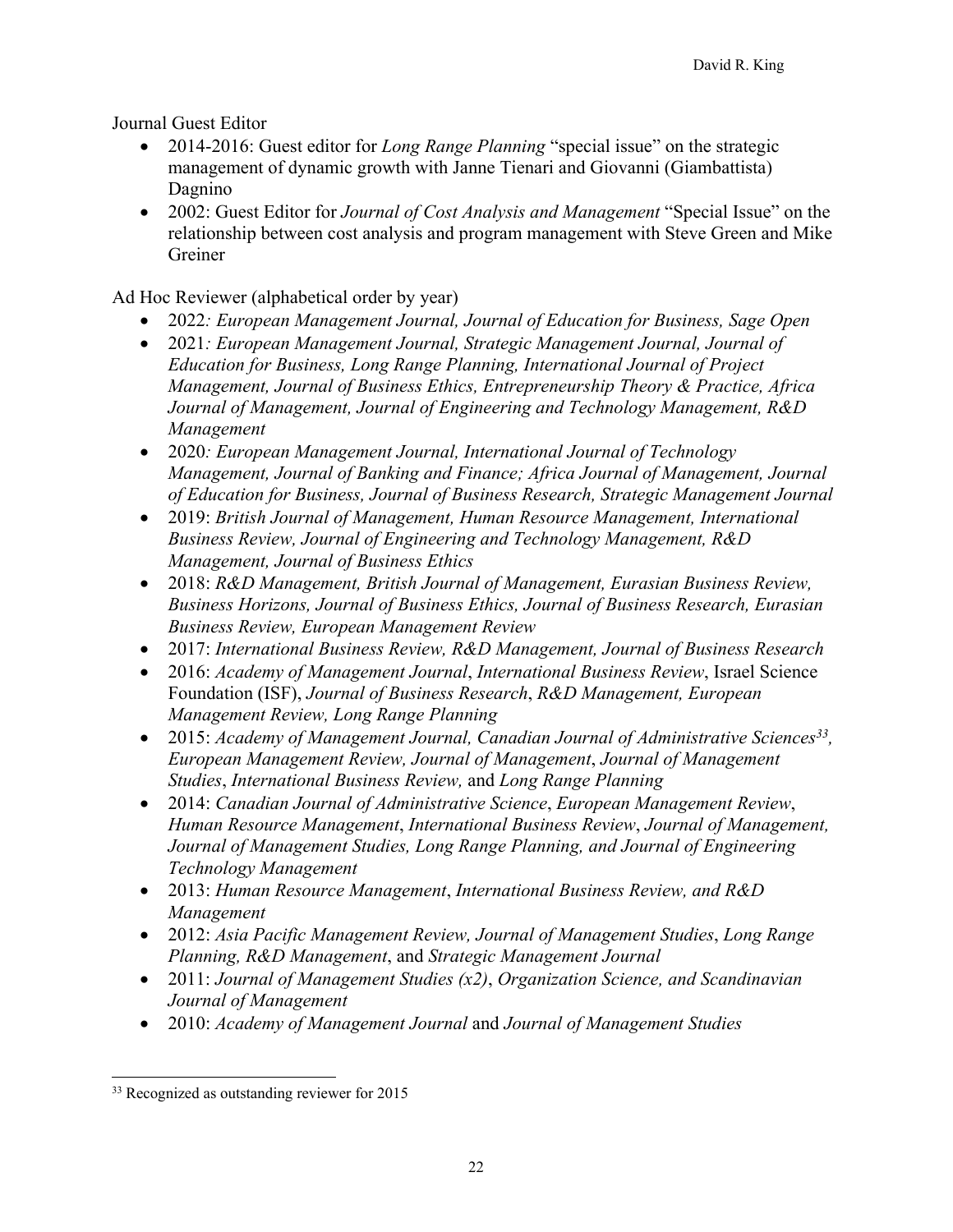Journal Guest Editor

- 2014-2016: Guest editor for *Long Range Planning* "special issue" on the strategic management of dynamic growth with Janne Tienari and Giovanni (Giambattista) Dagnino
- 2002: Guest Editor for *Journal of Cost Analysis and Management* "Special Issue" on the relationship between cost analysis and program management with Steve Green and Mike Greiner

Ad Hoc Reviewer (alphabetical order by year)

- 2022*: European Management Journal, Journal of Education for Business, Sage Open*
- 2021*: European Management Journal, Strategic Management Journal, Journal of Education for Business, Long Range Planning, International Journal of Project Management, Journal of Business Ethics, Entrepreneurship Theory & Practice, Africa Journal of Management, Journal of Engineering and Technology Management, R&D Management*
- 2020*: European Management Journal, International Journal of Technology Management, Journal of Banking and Finance; Africa Journal of Management, Journal of Education for Business, Journal of Business Research, Strategic Management Journal*
- 2019: *British Journal of Management, Human Resource Management, International Business Review, Journal of Engineering and Technology Management, R&D Management, Journal of Business Ethics*
- 2018: *R&D Management, British Journal of Management, Eurasian Business Review, Business Horizons, Journal of Business Ethics, Journal of Business Research, Eurasian Business Review, European Management Review*
- 2017: *International Business Review, R&D Management, Journal of Business Research*
- 2016: *Academy of Management Journal*, *International Business Review*, Israel Science Foundation (ISF), *Journal of Business Research*, *R&D Management, European Management Review, Long Range Planning*
- 2015: *Academy of Management Journal, Canadian Journal of Administrative Sciences*[33], *European Management Review, Journal of Management*, *Journal of Management Studies*, *International Business Review,* and *Long Range Planning*
- 2014: *Canadian Journal of Administrative Science*, *European Management Review*, *Human Resource Management*, *International Business Review*, *Journal of Management, Journal of Management Studies, Long Range Planning, and Journal of Engineering Technology Management*
- 2013: *Human Resource Management*, *International Business Review, and R&D Management*
- 2012: *Asia Pacific Management Review, Journal of Management Studies*, *Long Range Planning, R&D Management*, and *Strategic Management Journal*
- 2011: *Journal of Management Studies (x2)*, *Organization Science, and Scandinavian Journal of Management*
- 2010: *Academy of Management Journal* and *Journal of Management Studies*

[33] Recognized as outstanding reviewer for 2015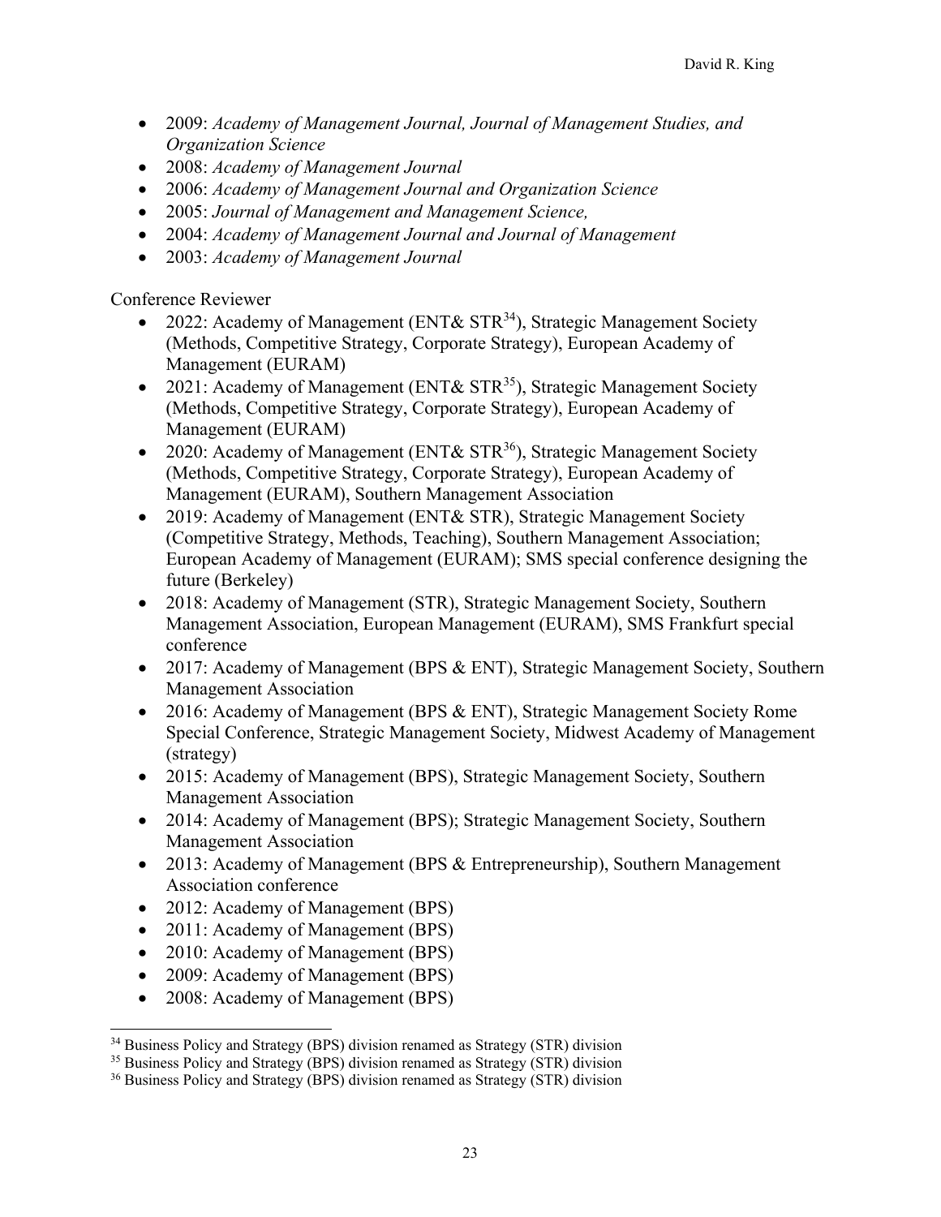- 2009: *Academy of Management Journal, Journal of Management Studies, and Organization Science*
- 2008: *Academy of Management Journal*
- 2006: *Academy of Management Journal and Organization Science*
- 2005: *Journal of Management and Management Science,*
- 2004: *Academy of Management Journal and Journal of Management*
- 2003: *Academy of Management Journal*

Conference Reviewer

- 2022: Academy of Management (ENT& STR[34]), Strategic Management Society (Methods, Competitive Strategy, Corporate Strategy), European Academy of Management (EURAM)
- 2021: Academy of Management (ENT& STR[35]), Strategic Management Society (Methods, Competitive Strategy, Corporate Strategy), European Academy of Management (EURAM)
- 2020: Academy of Management (ENT& STR[36]), Strategic Management Society (Methods, Competitive Strategy, Corporate Strategy), European Academy of Management (EURAM), Southern Management Association
- 2019: Academy of Management (ENT& STR), Strategic Management Society (Competitive Strategy, Methods, Teaching), Southern Management Association; European Academy of Management (EURAM); SMS special conference designing the future (Berkeley)
- 2018: Academy of Management (STR), Strategic Management Society, Southern Management Association, European Management (EURAM), SMS Frankfurt special conference
- 2017: Academy of Management (BPS & ENT), Strategic Management Society, Southern Management Association
- 2016: Academy of Management (BPS & ENT), Strategic Management Society Rome Special Conference, Strategic Management Society, Midwest Academy of Management (strategy)
- 2015: Academy of Management (BPS), Strategic Management Society, Southern Management Association
- 2014: Academy of Management (BPS); Strategic Management Society, Southern Management Association
- 2013: Academy of Management (BPS & Entrepreneurship), Southern Management Association conference
- 2012: Academy of Management (BPS)
- 2011: Academy of Management (BPS)
- 2010: Academy of Management (BPS)
- 2009: Academy of Management (BPS)
- 2008: Academy of Management (BPS)

[34] Business Policy and Strategy (BPS) division renamed as Strategy (STR) division
[35] Business Policy and Strategy (BPS) division renamed as Strategy (STR) division
[36] Business Policy and Strategy (BPS) division renamed as Strategy (STR) division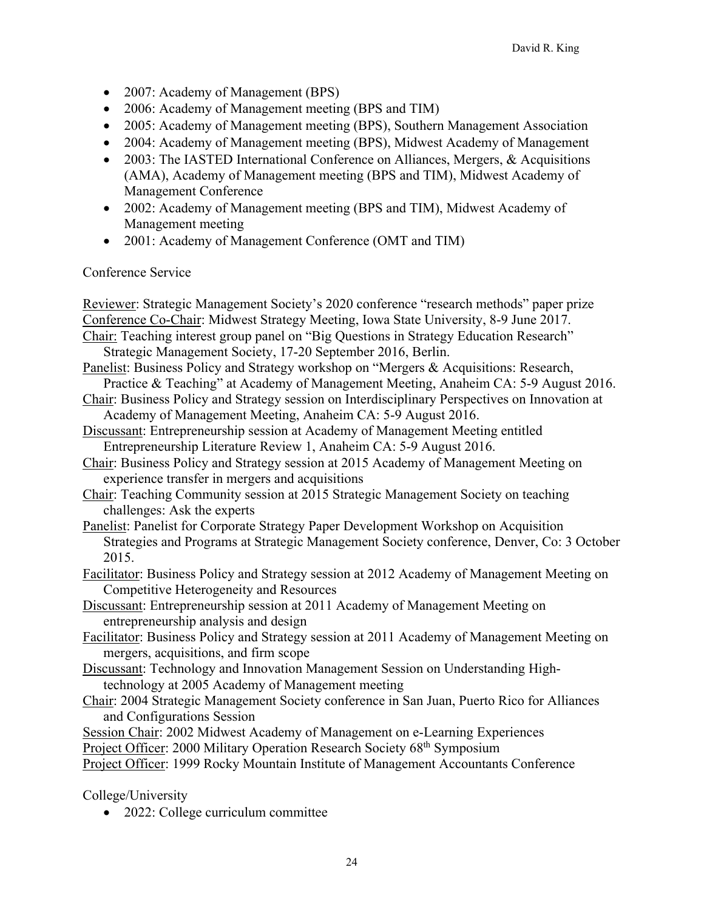- 2007: Academy of Management (BPS)
- 2006: Academy of Management meeting (BPS and TIM)
- 2005: Academy of Management meeting (BPS), Southern Management Association
- 2004: Academy of Management meeting (BPS), Midwest Academy of Management
- 2003: The IASTED International Conference on Alliances, Mergers, & Acquisitions (AMA), Academy of Management meeting (BPS and TIM), Midwest Academy of Management Conference
- 2002: Academy of Management meeting (BPS and TIM), Midwest Academy of Management meeting
- 2001: Academy of Management Conference (OMT and TIM)

Conference Service

Reviewer: Strategic Management Society's 2020 conference "research methods" paper prize

Conference Co-Chair: Midwest Strategy Meeting, Iowa State University, 8-9 June 2017.

Chair: Teaching interest group panel on "Big Questions in Strategy Education Research" Strategic Management Society, 17-20 September 2016, Berlin.

Panelist: Business Policy and Strategy workshop on "Mergers & Acquisitions: Research, Practice & Teaching" at Academy of Management Meeting, Anaheim CA: 5-9 August 2016.

Chair: Business Policy and Strategy session on Interdisciplinary Perspectives on Innovation at Academy of Management Meeting, Anaheim CA: 5-9 August 2016.

Discussant: Entrepreneurship session at Academy of Management Meeting entitled Entrepreneurship Literature Review 1, Anaheim CA: 5-9 August 2016.

Chair: Business Policy and Strategy session at 2015 Academy of Management Meeting on experience transfer in mergers and acquisitions

Chair: Teaching Community session at 2015 Strategic Management Society on teaching challenges: Ask the experts

Panelist: Panelist for Corporate Strategy Paper Development Workshop on Acquisition Strategies and Programs at Strategic Management Society conference, Denver, Co: 3 October 2015.

Facilitator: Business Policy and Strategy session at 2012 Academy of Management Meeting on Competitive Heterogeneity and Resources

Discussant: Entrepreneurship session at 2011 Academy of Management Meeting on entrepreneurship analysis and design

Facilitator: Business Policy and Strategy session at 2011 Academy of Management Meeting on mergers, acquisitions, and firm scope

Discussant: Technology and Innovation Management Session on Understanding High-technology at 2005 Academy of Management meeting

Chair: 2004 Strategic Management Society conference in San Juan, Puerto Rico for Alliances and Configurations Session

Session Chair: 2002 Midwest Academy of Management on e-Learning Experiences

Project Officer: 2000 Military Operation Research Society 68th Symposium

Project Officer: 1999 Rocky Mountain Institute of Management Accountants Conference

College/University

- 2022: College curriculum committee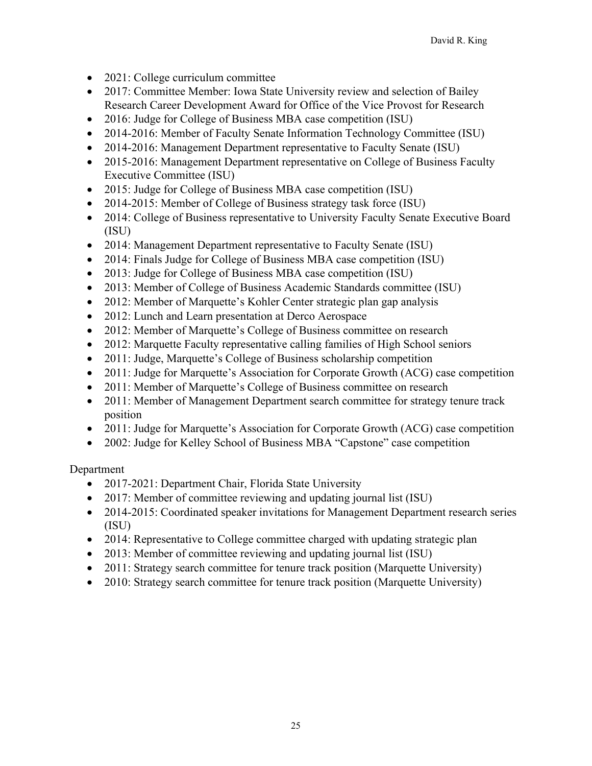- 2021: College curriculum committee
- 2017: Committee Member: Iowa State University review and selection of Bailey Research Career Development Award for Office of the Vice Provost for Research
- 2016: Judge for College of Business MBA case competition (ISU)
- 2014-2016: Member of Faculty Senate Information Technology Committee (ISU)
- 2014-2016: Management Department representative to Faculty Senate (ISU)
- 2015-2016: Management Department representative on College of Business Faculty Executive Committee (ISU)
- 2015: Judge for College of Business MBA case competition (ISU)
- 2014-2015: Member of College of Business strategy task force (ISU)
- 2014: College of Business representative to University Faculty Senate Executive Board (ISU)
- 2014: Management Department representative to Faculty Senate (ISU)
- 2014: Finals Judge for College of Business MBA case competition (ISU)
- 2013: Judge for College of Business MBA case competition (ISU)
- 2013: Member of College of Business Academic Standards committee (ISU)
- 2012: Member of Marquette's Kohler Center strategic plan gap analysis
- 2012: Lunch and Learn presentation at Derco Aerospace
- 2012: Member of Marquette's College of Business committee on research
- 2012: Marquette Faculty representative calling families of High School seniors
- 2011: Judge, Marquette's College of Business scholarship competition
- 2011: Judge for Marquette's Association for Corporate Growth (ACG) case competition
- 2011: Member of Marquette's College of Business committee on research
- 2011: Member of Management Department search committee for strategy tenure track position
- 2011: Judge for Marquette's Association for Corporate Growth (ACG) case competition
- 2002: Judge for Kelley School of Business MBA "Capstone" case competition

Department

- 2017-2021: Department Chair, Florida State University
- 2017: Member of committee reviewing and updating journal list (ISU)
- 2014-2015: Coordinated speaker invitations for Management Department research series (ISU)
- 2014: Representative to College committee charged with updating strategic plan
- 2013: Member of committee reviewing and updating journal list (ISU)
- 2011: Strategy search committee for tenure track position (Marquette University)
- 2010: Strategy search committee for tenure track position (Marquette University)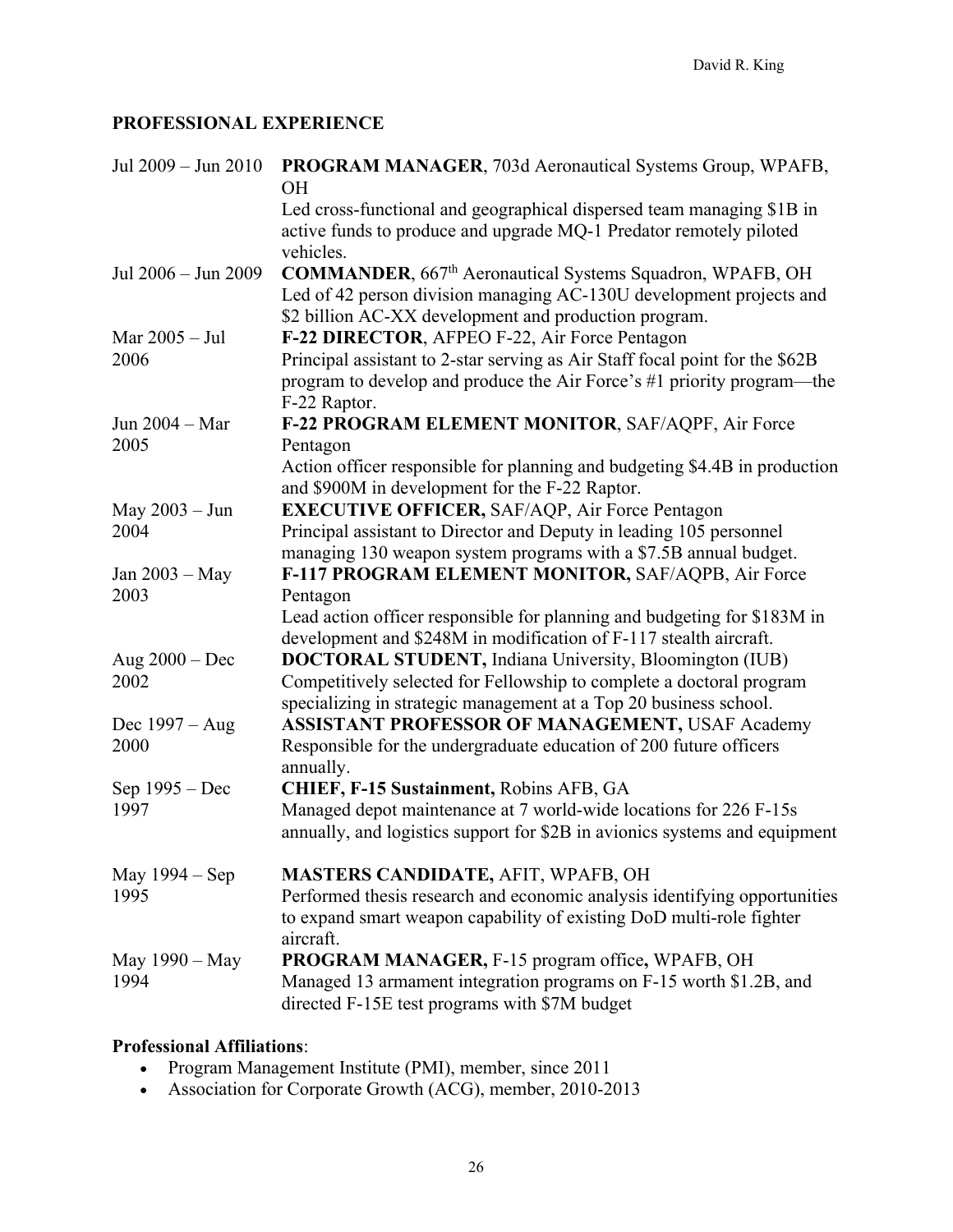## PROFESSIONAL EXPERIENCE

| | |
|---|---|
| Jul 2009 – Jun 2010 | **PROGRAM MANAGER**, 703d Aeronautical Systems Group, WPAFB, OH<br>Led cross-functional and geographical dispersed team managing $1B in active funds to produce and upgrade MQ-1 Predator remotely piloted vehicles. |
| Jul 2006 – Jun 2009 | **COMMANDER**, 667th Aeronautical Systems Squadron, WPAFB, OH<br>Led of 42 person division managing AC-130U development projects and $2 billion AC-XX development and production program. |
| Mar 2005 – Jul 2006 | **F-22 DIRECTOR**, AFPEO F-22, Air Force Pentagon<br>Principal assistant to 2-star serving as Air Staff focal point for the $62B program to develop and produce the Air Force's #1 priority program—the F-22 Raptor. |
| Jun 2004 – Mar 2005 | **F-22 PROGRAM ELEMENT MONITOR**, SAF/AQPF, Air Force Pentagon<br>Action officer responsible for planning and budgeting $4.4B in production and $900M in development for the F-22 Raptor. |
| May 2003 – Jun 2004 | **EXECUTIVE OFFICER,** SAF/AQP, Air Force Pentagon<br>Principal assistant to Director and Deputy in leading 105 personnel managing 130 weapon system programs with a $7.5B annual budget. |
| Jan 2003 – May 2003 | **F-117 PROGRAM ELEMENT MONITOR,** SAF/AQPB, Air Force Pentagon<br>Lead action officer responsible for planning and budgeting for $183M in development and $248M in modification of F-117 stealth aircraft. |
| Aug 2000 – Dec 2002 | **DOCTORAL STUDENT,** Indiana University, Bloomington (IUB)<br>Competitively selected for Fellowship to complete a doctoral program specializing in strategic management at a Top 20 business school. |
| Dec 1997 – Aug 2000 | **ASSISTANT PROFESSOR OF MANAGEMENT,** USAF Academy<br>Responsible for the undergraduate education of 200 future officers annually. |
| Sep 1995 – Dec 1997 | **CHIEF, F-15 Sustainment,** Robins AFB, GA<br>Managed depot maintenance at 7 world-wide locations for 226 F-15s annually, and logistics support for $2B in avionics systems and equipment |
| May 1994 – Sep 1995 | **MASTERS CANDIDATE,** AFIT, WPAFB, OH<br>Performed thesis research and economic analysis identifying opportunities to expand smart weapon capability of existing DoD multi-role fighter aircraft. |
| May 1990 – May 1994 | **PROGRAM MANAGER,** F-15 program office**,** WPAFB, OH<br>Managed 13 armament integration programs on F-15 worth $1.2B, and directed F-15E test programs with $7M budget |

**Professional Affiliations**:

- Program Management Institute (PMI), member, since 2011
- Association for Corporate Growth (ACG), member, 2010-2013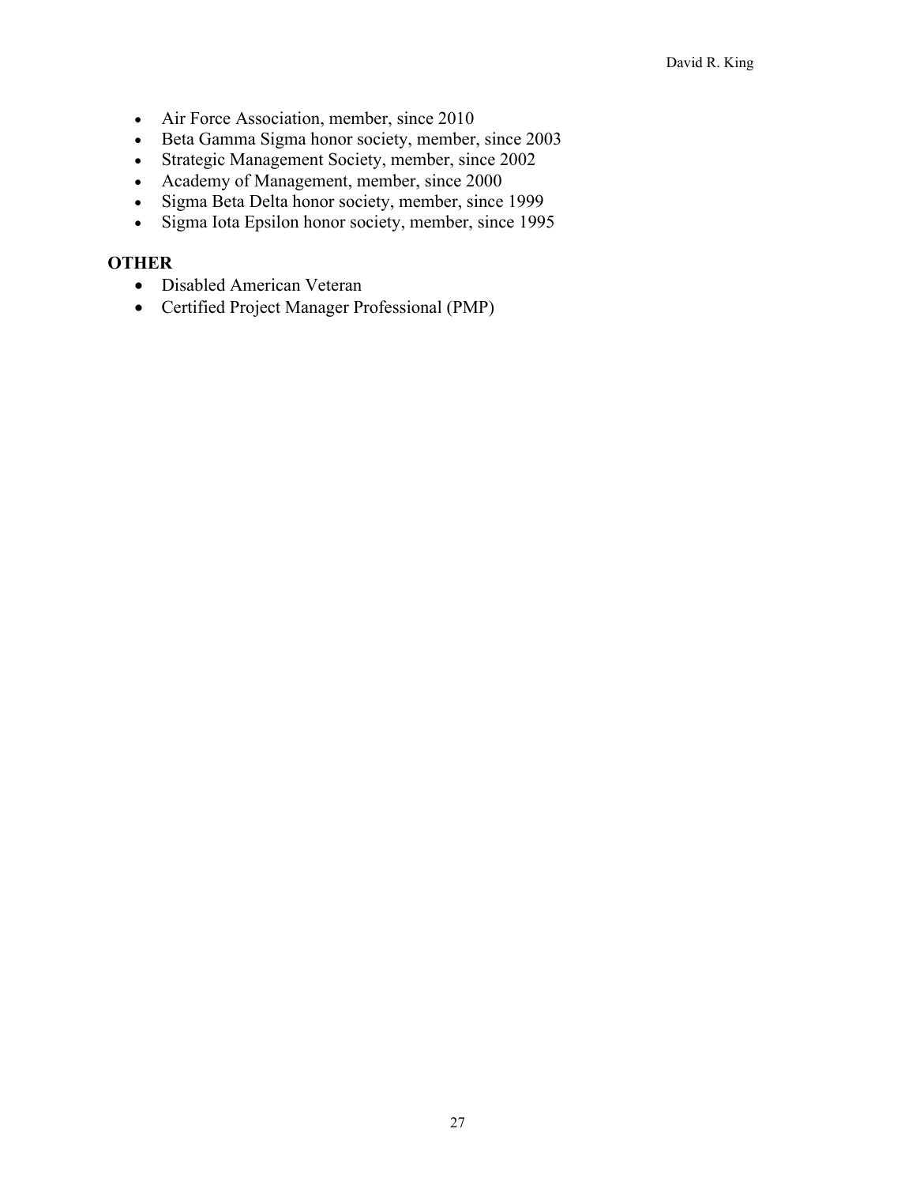- Air Force Association, member, since 2010
- Beta Gamma Sigma honor society, member, since 2003
- Strategic Management Society, member, since 2002
- Academy of Management, member, since 2000
- Sigma Beta Delta honor society, member, since 1999
- Sigma Iota Epsilon honor society, member, since 1995

## OTHER

- Disabled American Veteran
- Certified Project Manager Professional (PMP)